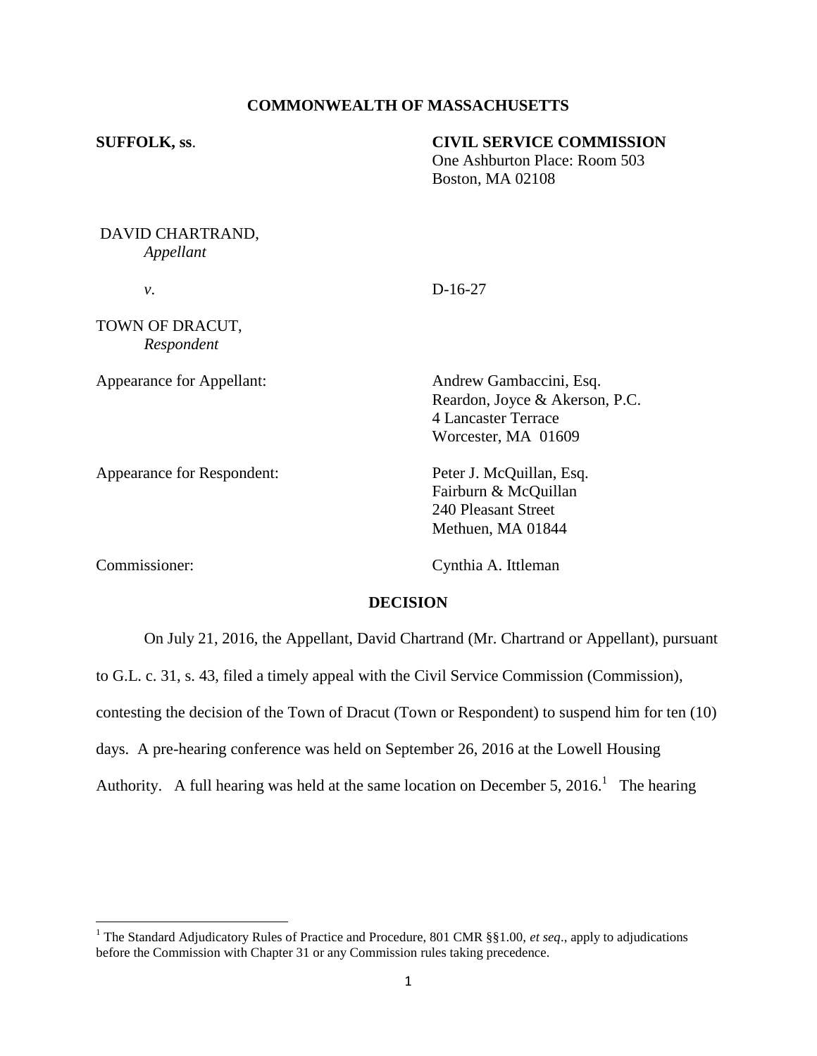**COMMONWEALTH OF MASSACHUSETTS**

**SUFFOLK, ss**.

**CIVIL SERVICE COMMISSION**
One Ashburton Place: Room 503
Boston, MA 02108

DAVID CHARTRAND,
*Appellant*

*v*.

D-16-27

TOWN OF DRACUT,
*Respondent*

Appearance for Appellant:

Andrew Gambaccini, Esq.
Reardon, Joyce & Akerson, P.C.
4 Lancaster Terrace
Worcester, MA 01609

Appearance for Respondent:

Peter J. McQuillan, Esq.
Fairburn & McQuillan
240 Pleasant Street
Methuen, MA 01844

Commissioner:

Cynthia A. Ittleman

**DECISION**

On July 21, 2016, the Appellant, David Chartrand (Mr. Chartrand or Appellant), pursuant to G.L. c. 31, s. 43, filed a timely appeal with the Civil Service Commission (Commission), contesting the decision of the Town of Dracut (Town or Respondent) to suspend him for ten (10) days. A pre-hearing conference was held on September 26, 2016 at the Lowell Housing Authority. A full hearing was held at the same location on December 5, 2016.[1] The hearing

[1] The Standard Adjudicatory Rules of Practice and Procedure, 801 CMR §§1.00, *et seq*., apply to adjudications before the Commission with Chapter 31 or any Commission rules taking precedence.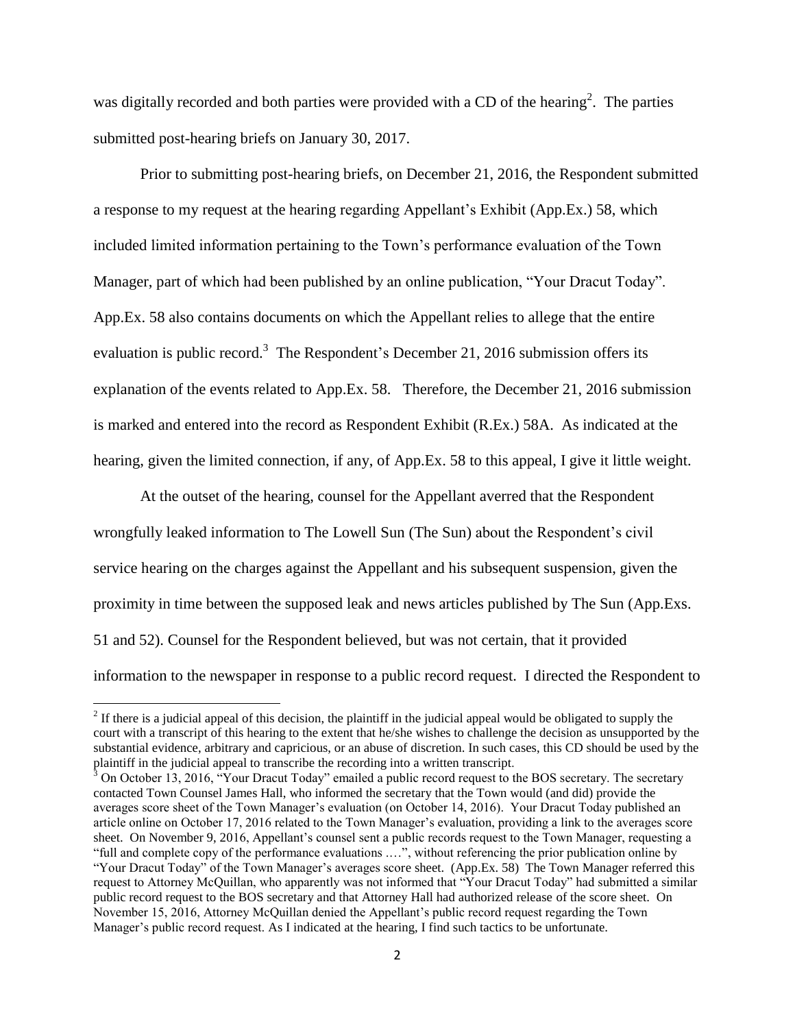was digitally recorded and both parties were provided with a CD of the hearing[2]. The parties submitted post-hearing briefs on January 30, 2017.

Prior to submitting post-hearing briefs, on December 21, 2016, the Respondent submitted a response to my request at the hearing regarding Appellant's Exhibit (App.Ex.) 58, which included limited information pertaining to the Town's performance evaluation of the Town Manager, part of which had been published by an online publication, "Your Dracut Today". App.Ex. 58 also contains documents on which the Appellant relies to allege that the entire evaluation is public record.[3] The Respondent's December 21, 2016 submission offers its explanation of the events related to App.Ex. 58. Therefore, the December 21, 2016 submission is marked and entered into the record as Respondent Exhibit (R.Ex.) 58A. As indicated at the hearing, given the limited connection, if any, of App.Ex. 58 to this appeal, I give it little weight.

At the outset of the hearing, counsel for the Appellant averred that the Respondent wrongfully leaked information to The Lowell Sun (The Sun) about the Respondent's civil service hearing on the charges against the Appellant and his subsequent suspension, given the proximity in time between the supposed leak and news articles published by The Sun (App.Exs. 51 and 52). Counsel for the Respondent believed, but was not certain, that it provided information to the newspaper in response to a public record request. I directed the Respondent to

---

[2] If there is a judicial appeal of this decision, the plaintiff in the judicial appeal would be obligated to supply the court with a transcript of this hearing to the extent that he/she wishes to challenge the decision as unsupported by the substantial evidence, arbitrary and capricious, or an abuse of discretion. In such cases, this CD should be used by the plaintiff in the judicial appeal to transcribe the recording into a written transcript.

[3] On October 13, 2016, "Your Dracut Today" emailed a public record request to the BOS secretary. The secretary contacted Town Counsel James Hall, who informed the secretary that the Town would (and did) provide the averages score sheet of the Town Manager's evaluation (on October 14, 2016). Your Dracut Today published an article online on October 17, 2016 related to the Town Manager's evaluation, providing a link to the averages score sheet. On November 9, 2016, Appellant's counsel sent a public records request to the Town Manager, requesting a "full and complete copy of the performance evaluations ….", without referencing the prior publication online by "Your Dracut Today" of the Town Manager's averages score sheet. (App.Ex. 58) The Town Manager referred this request to Attorney McQuillan, who apparently was not informed that "Your Dracut Today" had submitted a similar public record request to the BOS secretary and that Attorney Hall had authorized release of the score sheet. On November 15, 2016, Attorney McQuillan denied the Appellant's public record request regarding the Town Manager's public record request. As I indicated at the hearing, I find such tactics to be unfortunate.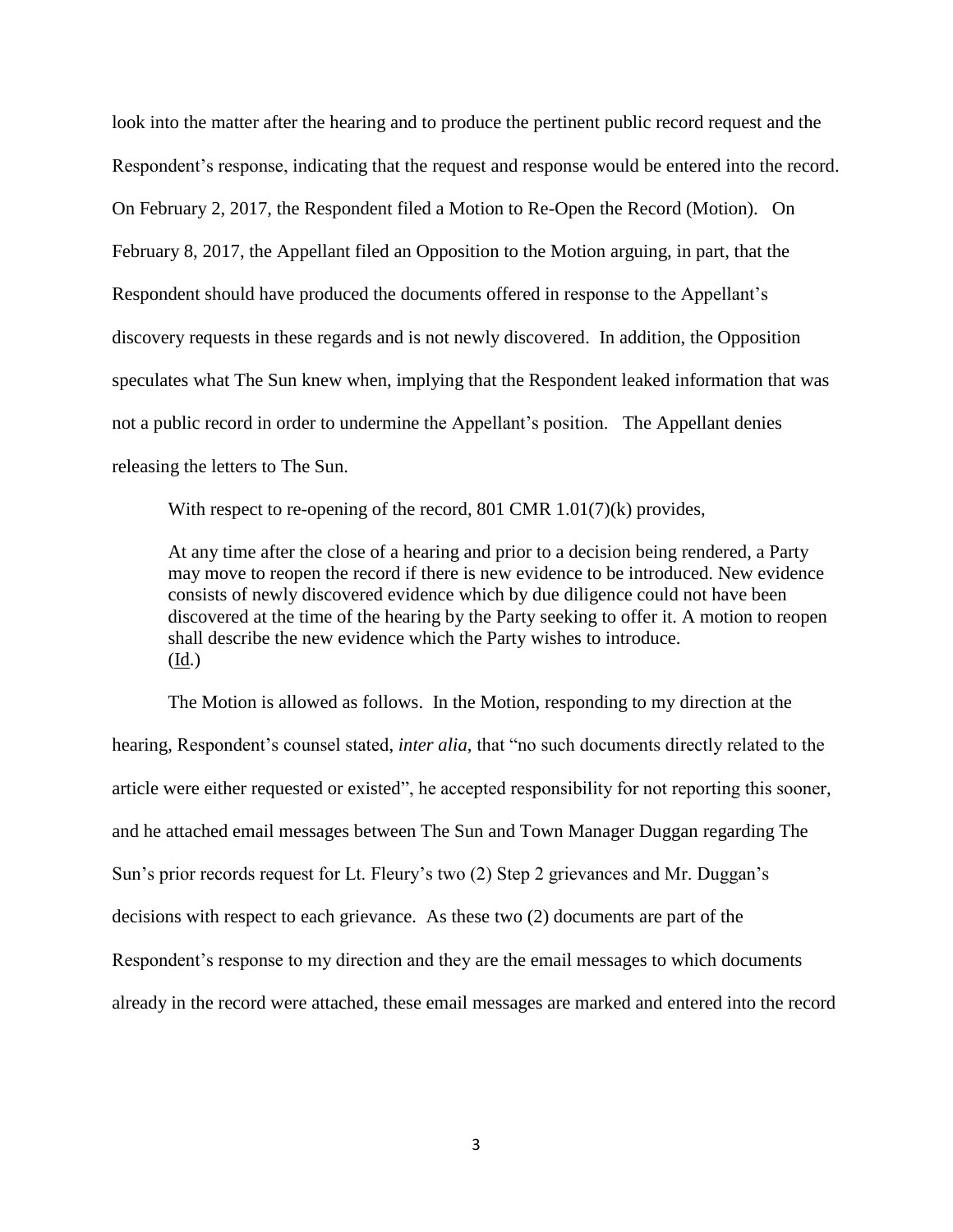look into the matter after the hearing and to produce the pertinent public record request and the Respondent's response, indicating that the request and response would be entered into the record. On February 2, 2017, the Respondent filed a Motion to Re-Open the Record (Motion). On February 8, 2017, the Appellant filed an Opposition to the Motion arguing, in part, that the Respondent should have produced the documents offered in response to the Appellant's discovery requests in these regards and is not newly discovered. In addition, the Opposition speculates what The Sun knew when, implying that the Respondent leaked information that was not a public record in order to undermine the Appellant's position. The Appellant denies releasing the letters to The Sun.

With respect to re-opening of the record, 801 CMR 1.01(7)(k) provides,

> At any time after the close of a hearing and prior to a decision being rendered, a Party may move to reopen the record if there is new evidence to be introduced. New evidence consists of newly discovered evidence which by due diligence could not have been discovered at the time of the hearing by the Party seeking to offer it. A motion to reopen shall describe the new evidence which the Party wishes to introduce. (Id.)

The Motion is allowed as follows. In the Motion, responding to my direction at the hearing, Respondent's counsel stated, *inter alia*, that "no such documents directly related to the article were either requested or existed", he accepted responsibility for not reporting this sooner, and he attached email messages between The Sun and Town Manager Duggan regarding The Sun's prior records request for Lt. Fleury's two (2) Step 2 grievances and Mr. Duggan's decisions with respect to each grievance. As these two (2) documents are part of the Respondent's response to my direction and they are the email messages to which documents already in the record were attached, these email messages are marked and entered into the record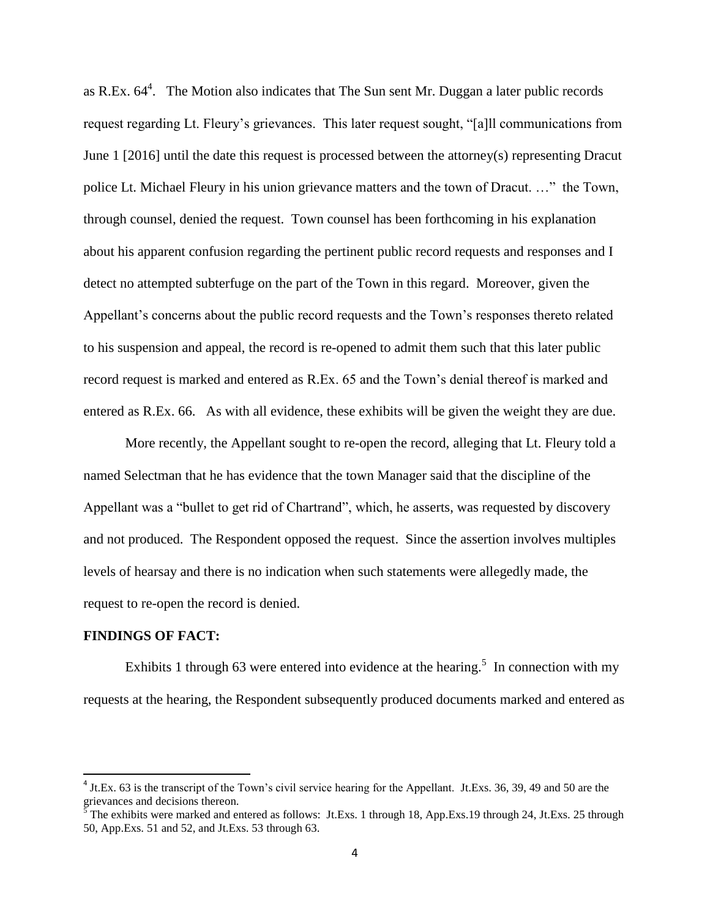as R.Ex. 64[4]. The Motion also indicates that The Sun sent Mr. Duggan a later public records request regarding Lt. Fleury's grievances. This later request sought, "[a]ll communications from June 1 [2016] until the date this request is processed between the attorney(s) representing Dracut police Lt. Michael Fleury in his union grievance matters and the town of Dracut. …" the Town, through counsel, denied the request. Town counsel has been forthcoming in his explanation about his apparent confusion regarding the pertinent public record requests and responses and I detect no attempted subterfuge on the part of the Town in this regard. Moreover, given the Appellant's concerns about the public record requests and the Town's responses thereto related to his suspension and appeal, the record is re-opened to admit them such that this later public record request is marked and entered as R.Ex. 65 and the Town's denial thereof is marked and entered as R.Ex. 66. As with all evidence, these exhibits will be given the weight they are due.

More recently, the Appellant sought to re-open the record, alleging that Lt. Fleury told a named Selectman that he has evidence that the town Manager said that the discipline of the Appellant was a "bullet to get rid of Chartrand", which, he asserts, was requested by discovery and not produced. The Respondent opposed the request. Since the assertion involves multiples levels of hearsay and there is no indication when such statements were allegedly made, the request to re-open the record is denied.

**FINDINGS OF FACT:**

Exhibits 1 through 63 were entered into evidence at the hearing.[5] In connection with my requests at the hearing, the Respondent subsequently produced documents marked and entered as

---

[4] Jt.Ex. 63 is the transcript of the Town's civil service hearing for the Appellant. Jt.Exs. 36, 39, 49 and 50 are the grievances and decisions thereon.

[5] The exhibits were marked and entered as follows: Jt.Exs. 1 through 18, App.Exs.19 through 24, Jt.Exs. 25 through 50, App.Exs. 51 and 52, and Jt.Exs. 53 through 63.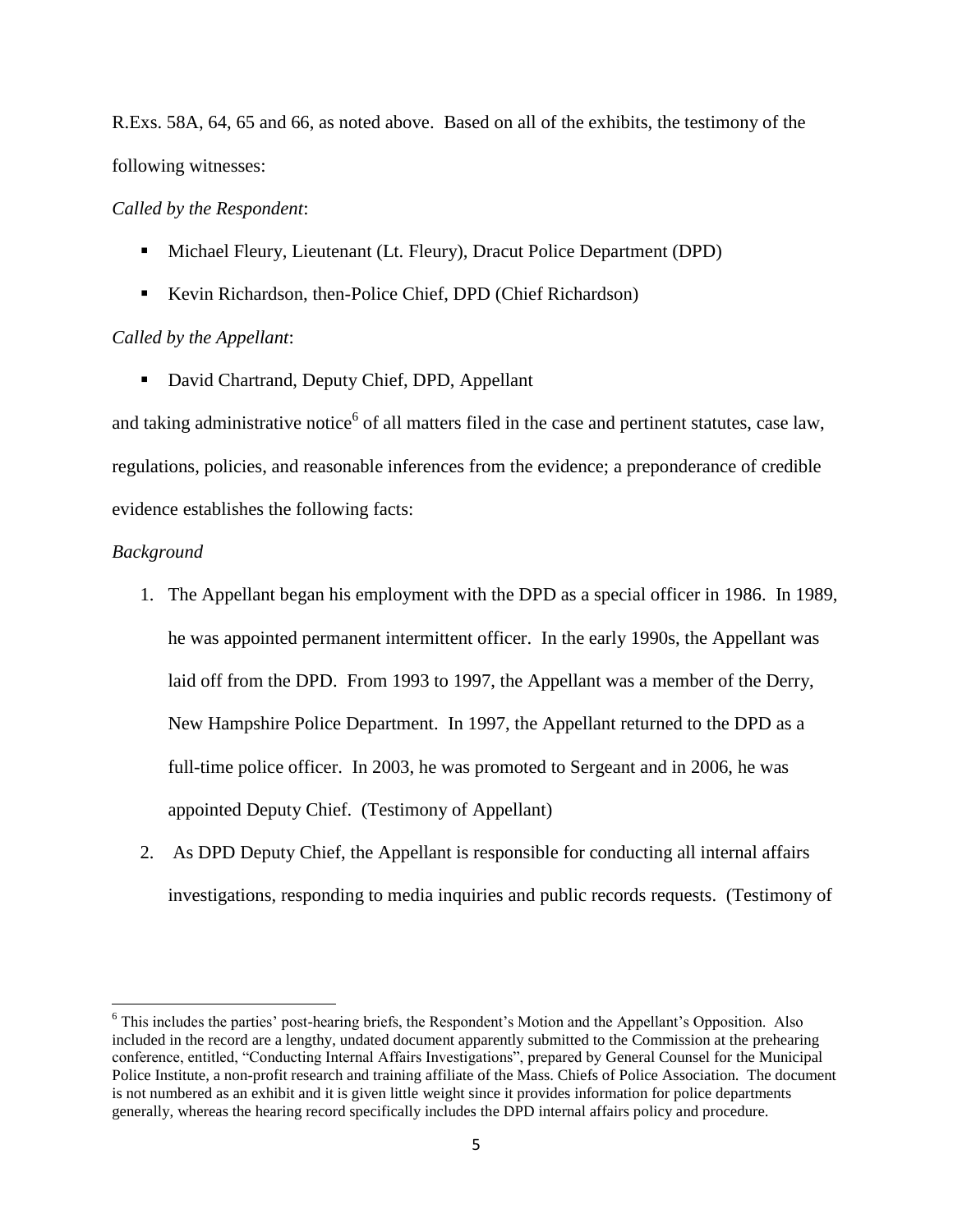R.Exs. 58A, 64, 65 and 66, as noted above. Based on all of the exhibits, the testimony of the following witnesses:

*Called by the Respondent*:

- Michael Fleury, Lieutenant (Lt. Fleury), Dracut Police Department (DPD)
- Kevin Richardson, then-Police Chief, DPD (Chief Richardson)

*Called by the Appellant*:

- David Chartrand, Deputy Chief, DPD, Appellant

and taking administrative notice[6] of all matters filed in the case and pertinent statutes, case law, regulations, policies, and reasonable inferences from the evidence; a preponderance of credible evidence establishes the following facts:

*Background*

1. The Appellant began his employment with the DPD as a special officer in 1986. In 1989, he was appointed permanent intermittent officer. In the early 1990s, the Appellant was laid off from the DPD. From 1993 to 1997, the Appellant was a member of the Derry, New Hampshire Police Department. In 1997, the Appellant returned to the DPD as a full-time police officer. In 2003, he was promoted to Sergeant and in 2006, he was appointed Deputy Chief. (Testimony of Appellant)
2. As DPD Deputy Chief, the Appellant is responsible for conducting all internal affairs investigations, responding to media inquiries and public records requests. (Testimony of

---

[6] This includes the parties' post-hearing briefs, the Respondent's Motion and the Appellant's Opposition. Also included in the record are a lengthy, undated document apparently submitted to the Commission at the prehearing conference, entitled, "Conducting Internal Affairs Investigations", prepared by General Counsel for the Municipal Police Institute, a non-profit research and training affiliate of the Mass. Chiefs of Police Association. The document is not numbered as an exhibit and it is given little weight since it provides information for police departments generally, whereas the hearing record specifically includes the DPD internal affairs policy and procedure.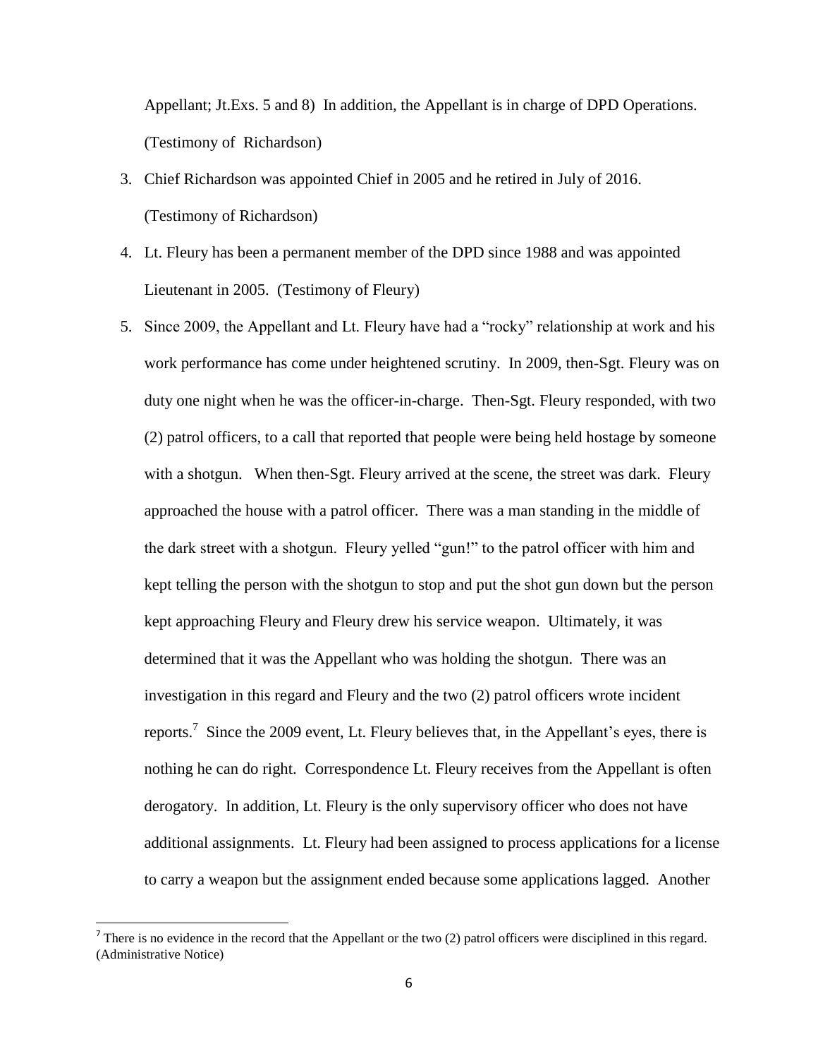Appellant; Jt.Exs. 5 and 8) In addition, the Appellant is in charge of DPD Operations. (Testimony of Richardson)

3. Chief Richardson was appointed Chief in 2005 and he retired in July of 2016. (Testimony of Richardson)
4. Lt. Fleury has been a permanent member of the DPD since 1988 and was appointed Lieutenant in 2005. (Testimony of Fleury)
5. Since 2009, the Appellant and Lt. Fleury have had a "rocky" relationship at work and his work performance has come under heightened scrutiny. In 2009, then-Sgt. Fleury was on duty one night when he was the officer-in-charge. Then-Sgt. Fleury responded, with two (2) patrol officers, to a call that reported that people were being held hostage by someone with a shotgun. When then-Sgt. Fleury arrived at the scene, the street was dark. Fleury approached the house with a patrol officer. There was a man standing in the middle of the dark street with a shotgun. Fleury yelled "gun!" to the patrol officer with him and kept telling the person with the shotgun to stop and put the shot gun down but the person kept approaching Fleury and Fleury drew his service weapon. Ultimately, it was determined that it was the Appellant who was holding the shotgun. There was an investigation in this regard and Fleury and the two (2) patrol officers wrote incident reports.[7] Since the 2009 event, Lt. Fleury believes that, in the Appellant's eyes, there is nothing he can do right. Correspondence Lt. Fleury receives from the Appellant is often derogatory. In addition, Lt. Fleury is the only supervisory officer who does not have additional assignments. Lt. Fleury had been assigned to process applications for a license to carry a weapon but the assignment ended because some applications lagged. Another

---

[7] There is no evidence in the record that the Appellant or the two (2) patrol officers were disciplined in this regard. (Administrative Notice)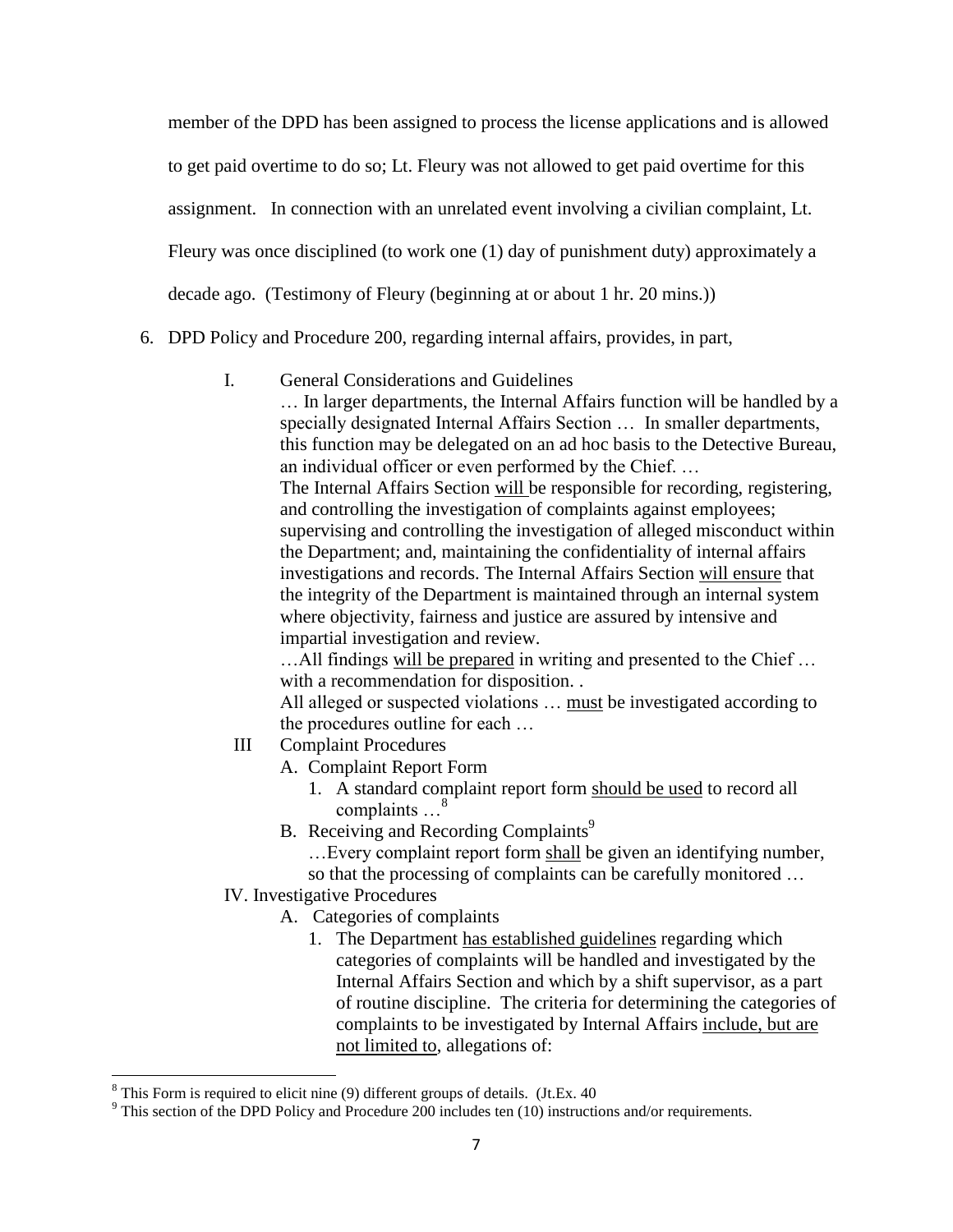member of the DPD has been assigned to process the license applications and is allowed to get paid overtime to do so; Lt. Fleury was not allowed to get paid overtime for this assignment. In connection with an unrelated event involving a civilian complaint, Lt. Fleury was once disciplined (to work one (1) day of punishment duty) approximately a decade ago. (Testimony of Fleury (beginning at or about 1 hr. 20 mins.))

6. DPD Policy and Procedure 200, regarding internal affairs, provides, in part,

   I. General Considerations and Guidelines

      … In larger departments, the Internal Affairs function will be handled by a specially designated Internal Affairs Section … In smaller departments, this function may be delegated on an ad hoc basis to the Detective Bureau, an individual officer or even performed by the Chief. …

      The Internal Affairs Section <u>will</u> be responsible for recording, registering, and controlling the investigation of complaints against employees; supervising and controlling the investigation of alleged misconduct within the Department; and, maintaining the confidentiality of internal affairs investigations and records. The Internal Affairs Section <u>will ensure</u> that the integrity of the Department is maintained through an internal system where objectivity, fairness and justice are assured by intensive and impartial investigation and review.

      …All findings <u>will be prepared</u> in writing and presented to the Chief … with a recommendation for disposition. .

      All alleged or suspected violations … <u>must</u> be investigated according to the procedures outline for each …

   III Complaint Procedures

      A. Complaint Report Form
         1. A standard complaint report form <u>should be used</u> to record all complaints …[8]

      B. Receiving and Recording Complaints[9]

         …Every complaint report form <u>shall</u> be given an identifying number, so that the processing of complaints can be carefully monitored …

   IV. Investigative Procedures

      A. Categories of complaints
         1. The Department <u>has established guidelines</u> regarding which categories of complaints will be handled and investigated by the Internal Affairs Section and which by a shift supervisor, as a part of routine discipline. The criteria for determining the categories of complaints to be investigated by Internal Affairs <u>include, but are not limited to</u>, allegations of:

---

[8] This Form is required to elicit nine (9) different groups of details. (Jt.Ex. 40

[9] This section of the DPD Policy and Procedure 200 includes ten (10) instructions and/or requirements.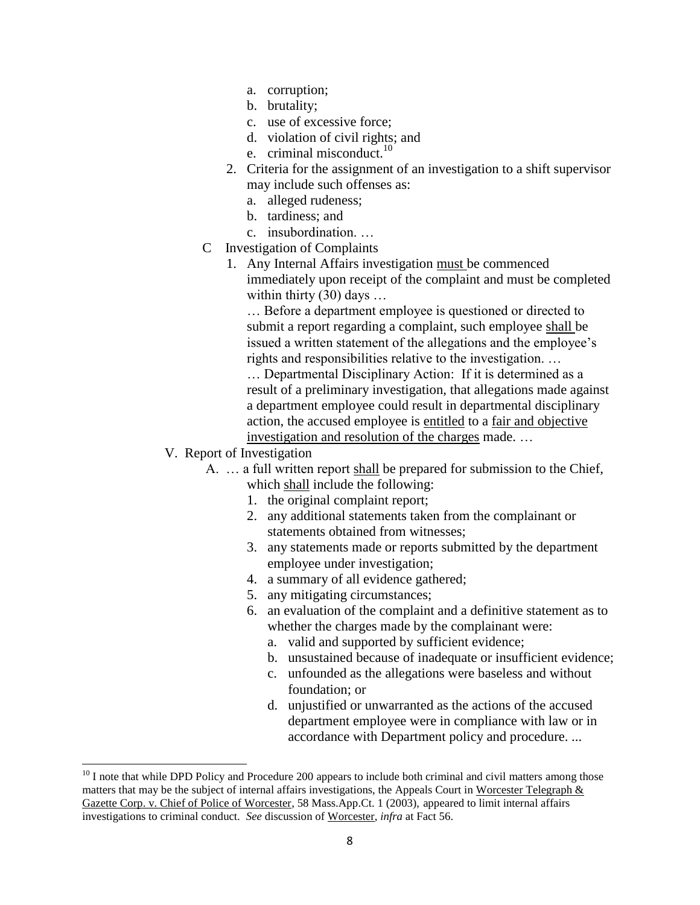- a. corruption;
   - b. brutality;
   - c. use of excessive force;
   - d. violation of civil rights; and
   - e. criminal misconduct.[10]
2. Criteria for the assignment of an investigation to a shift supervisor may include such offenses as:
   - a. alleged rudeness;
   - b. tardiness; and
   - c. insubordination. …

C Investigation of Complaints

1. Any Internal Affairs investigation <u>must</u> be commenced immediately upon receipt of the complaint and must be completed within thirty (30) days …

   … Before a department employee is questioned or directed to submit a report regarding a complaint, such employee <u>shall</u> be issued a written statement of the allegations and the employee's rights and responsibilities relative to the investigation. …

   … Departmental Disciplinary Action: If it is determined as a result of a preliminary investigation, that allegations made against a department employee could result in departmental disciplinary action, the accused employee is <u>entitled</u> to a <u>fair and objective investigation and resolution of the charges</u> made. …

V. Report of Investigation

A. … a full written report <u>shall</u> be prepared for submission to the Chief, which <u>shall</u> include the following:

1. the original complaint report;
2. any additional statements taken from the complainant or statements obtained from witnesses;
3. any statements made or reports submitted by the department employee under investigation;
4. a summary of all evidence gathered;
5. any mitigating circumstances;
6. an evaluation of the complaint and a definitive statement as to whether the charges made by the complainant were:
   - a. valid and supported by sufficient evidence;
   - b. unsustained because of inadequate or insufficient evidence;
   - c. unfounded as the allegations were baseless and without foundation; or
   - d. unjustified or unwarranted as the actions of the accused department employee were in compliance with law or in accordance with Department policy and procedure. ...

---

[10] I note that while DPD Policy and Procedure 200 appears to include both criminal and civil matters among those matters that may be the subject of internal affairs investigations, the Appeals Court in <u>Worcester Telegraph & Gazette Corp. v. Chief of Police of Worcester</u>, 58 Mass.App.Ct. 1 (2003), appeared to limit internal affairs investigations to criminal conduct. *See* discussion of <u>Worcester</u>, *infra* at Fact 56.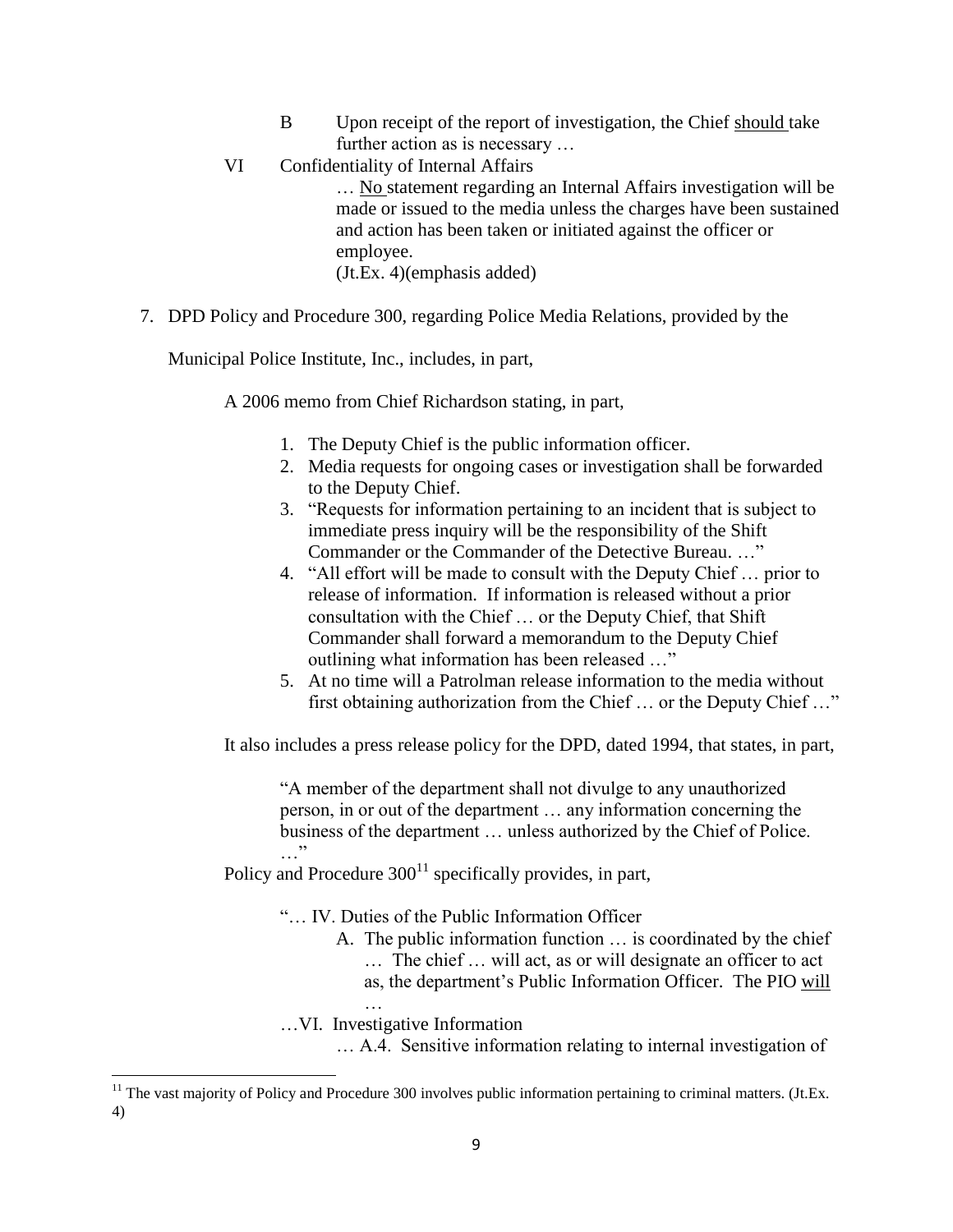B Upon receipt of the report of investigation, the Chief <u>should</u> take further action as is necessary …

VI Confidentiality of Internal Affairs

… <u>No</u> statement regarding an Internal Affairs investigation will be made or issued to the media unless the charges have been sustained and action has been taken or initiated against the officer or employee.

(Jt.Ex. 4)(emphasis added)

7. DPD Policy and Procedure 300, regarding Police Media Relations, provided by the Municipal Police Institute, Inc., includes, in part,

   A 2006 memo from Chief Richardson stating, in part,

   1. The Deputy Chief is the public information officer.
   2. Media requests for ongoing cases or investigation shall be forwarded to the Deputy Chief.
   3. "Requests for information pertaining to an incident that is subject to immediate press inquiry will be the responsibility of the Shift Commander or the Commander of the Detective Bureau. …"
   4. "All effort will be made to consult with the Deputy Chief … prior to release of information. If information is released without a prior consultation with the Chief … or the Deputy Chief, that Shift Commander shall forward a memorandum to the Deputy Chief outlining what information has been released …"
   5. At no time will a Patrolman release information to the media without first obtaining authorization from the Chief … or the Deputy Chief …"

   It also includes a press release policy for the DPD, dated 1994, that states, in part,

   > "A member of the department shall not divulge to any unauthorized person, in or out of the department … any information concerning the business of the department … unless authorized by the Chief of Police. …"

   Policy and Procedure 300[11] specifically provides, in part,

   > "… IV. Duties of the Public Information Officer
   >
   > A. The public information function … is coordinated by the chief … The chief … will act, as or will designate an officer to act as, the department's Public Information Officer. The PIO <u>will</u> …
   >
   > …VI. Investigative Information
   >
   > … A.4. Sensitive information relating to internal investigation of

[11] The vast majority of Policy and Procedure 300 involves public information pertaining to criminal matters. (Jt.Ex. 4)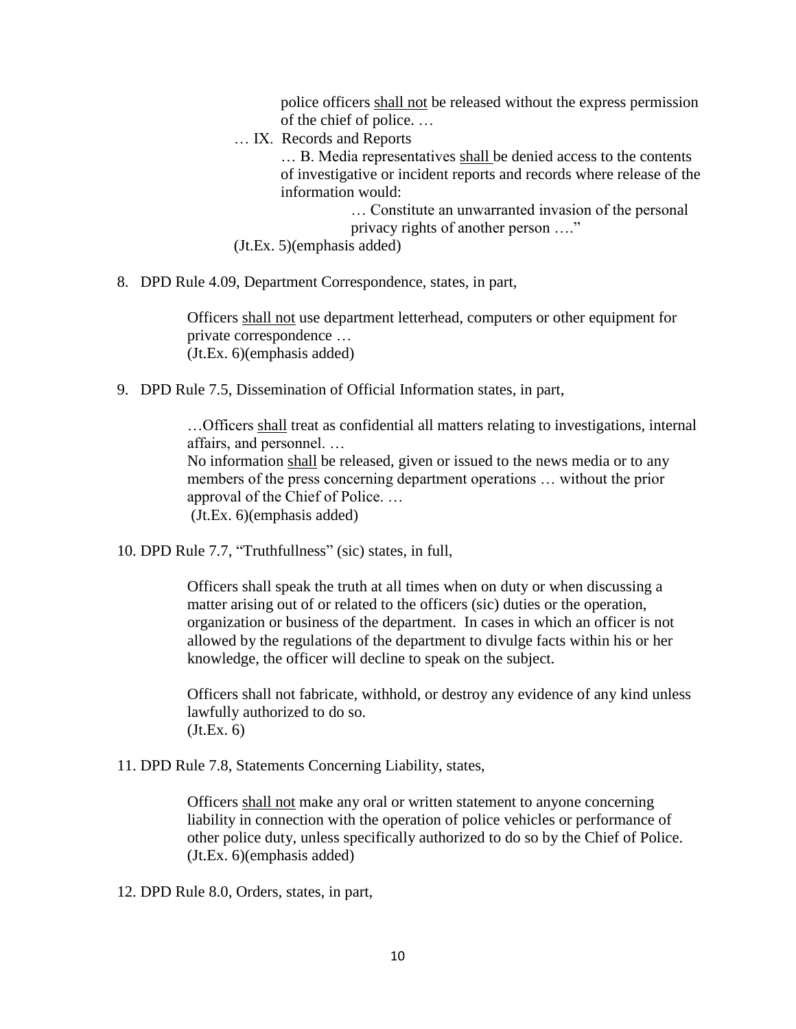police officers <u>shall not</u> be released without the express permission of the chief of police. …

… IX. Records and Reports

… B. Media representatives <u>shall</u> be denied access to the contents of investigative or incident reports and records where release of the information would:

… Constitute an unwarranted invasion of the personal privacy rights of another person …."

(Jt.Ex. 5)(emphasis added)

8. DPD Rule 4.09, Department Correspondence, states, in part,

   > Officers <u>shall not</u> use department letterhead, computers or other equipment for private correspondence …
   > (Jt.Ex. 6)(emphasis added)

9. DPD Rule 7.5, Dissemination of Official Information states, in part,

   > …Officers <u>shall</u> treat as confidential all matters relating to investigations, internal affairs, and personnel. …
   > No information <u>shall</u> be released, given or issued to the news media or to any members of the press concerning department operations … without the prior approval of the Chief of Police. …
   > (Jt.Ex. 6)(emphasis added)

10. DPD Rule 7.7, "Truthfullness" (sic) states, in full,

    > Officers shall speak the truth at all times when on duty or when discussing a matter arising out of or related to the officers (sic) duties or the operation, organization or business of the department. In cases in which an officer is not allowed by the regulations of the department to divulge facts within his or her knowledge, the officer will decline to speak on the subject.
    >
    > Officers shall not fabricate, withhold, or destroy any evidence of any kind unless lawfully authorized to do so.
    > (Jt.Ex. 6)

11. DPD Rule 7.8, Statements Concerning Liability, states,

    > Officers <u>shall not</u> make any oral or written statement to anyone concerning liability in connection with the operation of police vehicles or performance of other police duty, unless specifically authorized to do so by the Chief of Police.
    > (Jt.Ex. 6)(emphasis added)

12. DPD Rule 8.0, Orders, states, in part,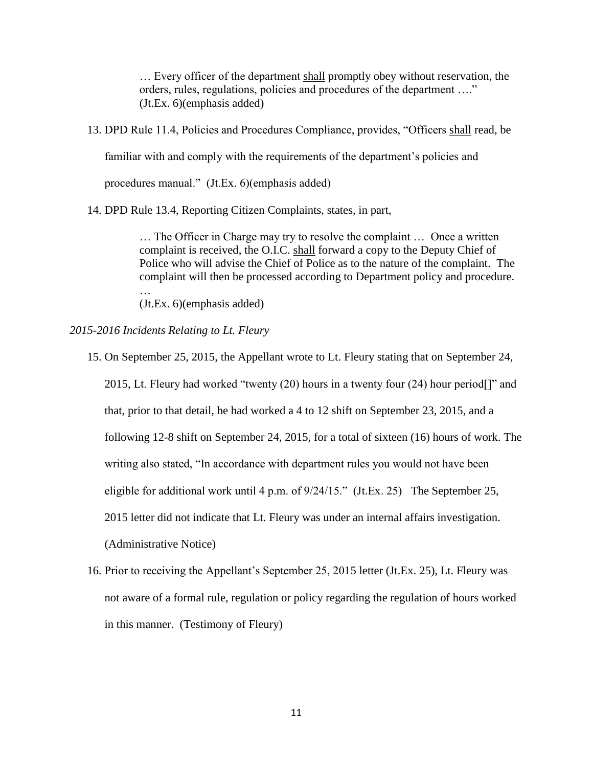> … Every officer of the department <u>shall</u> promptly obey without reservation, the orders, rules, regulations, policies and procedures of the department …." (Jt.Ex. 6)(emphasis added)

13. DPD Rule 11.4, Policies and Procedures Compliance, provides, "Officers <u>shall</u> read, be familiar with and comply with the requirements of the department's policies and procedures manual." (Jt.Ex. 6)(emphasis added)

14. DPD Rule 13.4, Reporting Citizen Complaints, states, in part,

> … The Officer in Charge may try to resolve the complaint … Once a written complaint is received, the O.I.C. <u>shall</u> forward a copy to the Deputy Chief of Police who will advise the Chief of Police as to the nature of the complaint. The complaint will then be processed according to Department policy and procedure. …
> (Jt.Ex. 6)(emphasis added)

*2015-2016 Incidents Relating to Lt. Fleury*

15. On September 25, 2015, the Appellant wrote to Lt. Fleury stating that on September 24, 2015, Lt. Fleury had worked "twenty (20) hours in a twenty four (24) hour period[]" and that, prior to that detail, he had worked a 4 to 12 shift on September 23, 2015, and a following 12-8 shift on September 24, 2015, for a total of sixteen (16) hours of work. The writing also stated, "In accordance with department rules you would not have been eligible for additional work until 4 p.m. of 9/24/15." (Jt.Ex. 25) The September 25, 2015 letter did not indicate that Lt. Fleury was under an internal affairs investigation. (Administrative Notice)

16. Prior to receiving the Appellant's September 25, 2015 letter (Jt.Ex. 25), Lt. Fleury was not aware of a formal rule, regulation or policy regarding the regulation of hours worked in this manner. (Testimony of Fleury)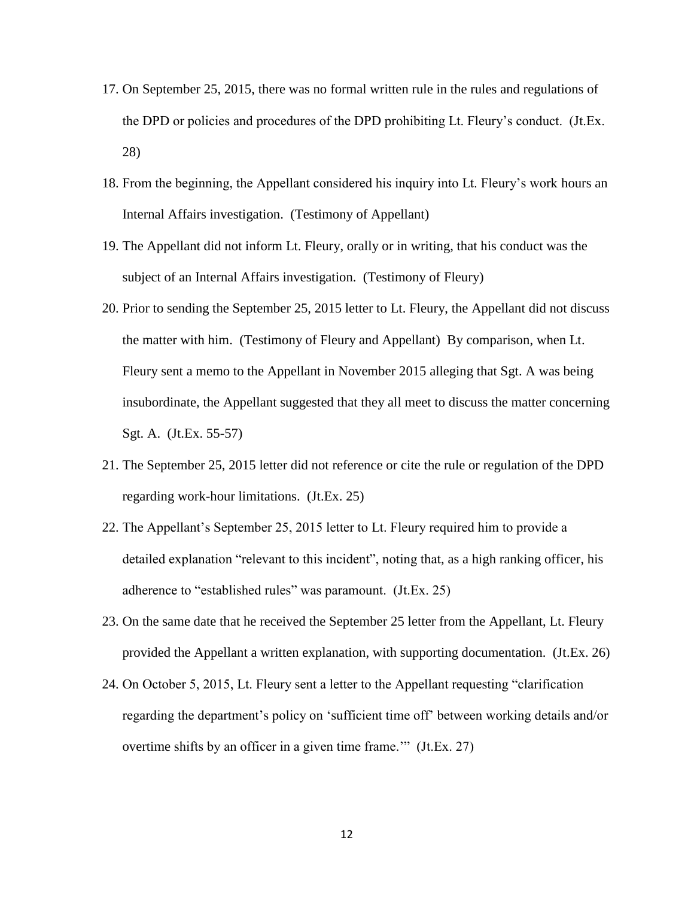17. On September 25, 2015, there was no formal written rule in the rules and regulations of the DPD or policies and procedures of the DPD prohibiting Lt. Fleury's conduct. (Jt.Ex. 28)

18. From the beginning, the Appellant considered his inquiry into Lt. Fleury's work hours an Internal Affairs investigation. (Testimony of Appellant)

19. The Appellant did not inform Lt. Fleury, orally or in writing, that his conduct was the subject of an Internal Affairs investigation. (Testimony of Fleury)

20. Prior to sending the September 25, 2015 letter to Lt. Fleury, the Appellant did not discuss the matter with him. (Testimony of Fleury and Appellant) By comparison, when Lt. Fleury sent a memo to the Appellant in November 2015 alleging that Sgt. A was being insubordinate, the Appellant suggested that they all meet to discuss the matter concerning Sgt. A. (Jt.Ex. 55-57)

21. The September 25, 2015 letter did not reference or cite the rule or regulation of the DPD regarding work-hour limitations. (Jt.Ex. 25)

22. The Appellant's September 25, 2015 letter to Lt. Fleury required him to provide a detailed explanation "relevant to this incident", noting that, as a high ranking officer, his adherence to "established rules" was paramount. (Jt.Ex. 25)

23. On the same date that he received the September 25 letter from the Appellant, Lt. Fleury provided the Appellant a written explanation, with supporting documentation. (Jt.Ex. 26)

24. On October 5, 2015, Lt. Fleury sent a letter to the Appellant requesting "clarification regarding the department's policy on 'sufficient time off' between working details and/or overtime shifts by an officer in a given time frame.'" (Jt.Ex. 27)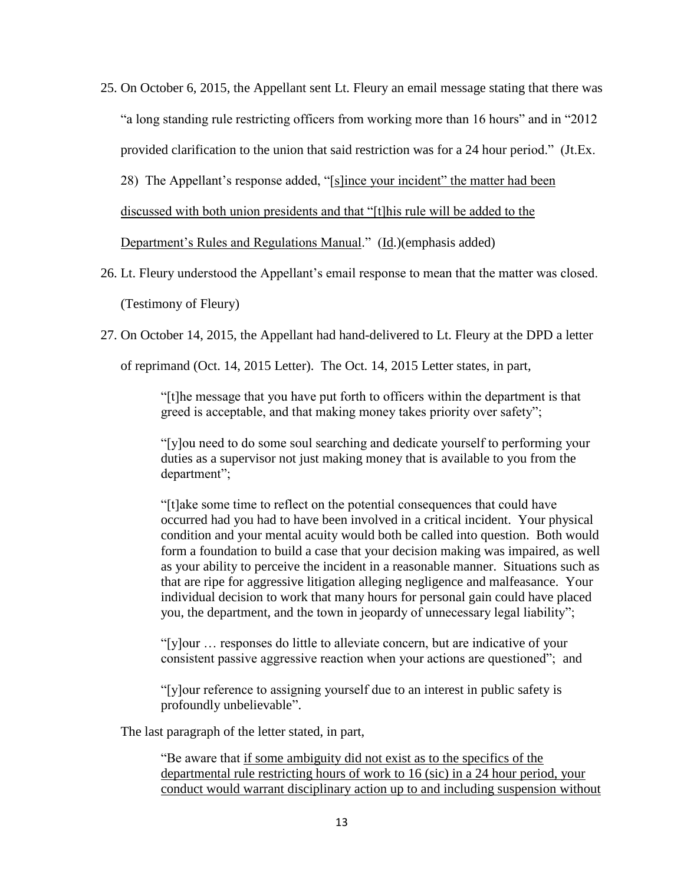25. On October 6, 2015, the Appellant sent Lt. Fleury an email message stating that there was "a long standing rule restricting officers from working more than 16 hours" and in "2012 provided clarification to the union that said restriction was for a 24 hour period." (Jt.Ex. 28) The Appellant's response added, "<u>[s]ince your incident" the matter had been discussed with both union presidents and that "[t]his rule will be added to the Department's Rules and Regulations Manual</u>." (<u>Id</u>.)(emphasis added)

26. Lt. Fleury understood the Appellant's email response to mean that the matter was closed. (Testimony of Fleury)

27. On October 14, 2015, the Appellant had hand-delivered to Lt. Fleury at the DPD a letter of reprimand (Oct. 14, 2015 Letter). The Oct. 14, 2015 Letter states, in part,

> "[t]he message that you have put forth to officers within the department is that greed is acceptable, and that making money takes priority over safety";
>
> "[y]ou need to do some soul searching and dedicate yourself to performing your duties as a supervisor not just making money that is available to you from the department";
>
> "[t]ake some time to reflect on the potential consequences that could have occurred had you had to have been involved in a critical incident. Your physical condition and your mental acuity would both be called into question. Both would form a foundation to build a case that your decision making was impaired, as well as your ability to perceive the incident in a reasonable manner. Situations such as that are ripe for aggressive litigation alleging negligence and malfeasance. Your individual decision to work that many hours for personal gain could have placed you, the department, and the town in jeopardy of unnecessary legal liability";
>
> "[y]our … responses do little to alleviate concern, but are indicative of your consistent passive aggressive reaction when your actions are questioned"; and
>
> "[y]our reference to assigning yourself due to an interest in public safety is profoundly unbelievable".

The last paragraph of the letter stated, in part,

> "Be aware that <u>if some ambiguity did not exist as to the specifics of the departmental rule restricting hours of work to 16 (sic) in a 24 hour period, your conduct would warrant disciplinary action up to and including suspension without</u>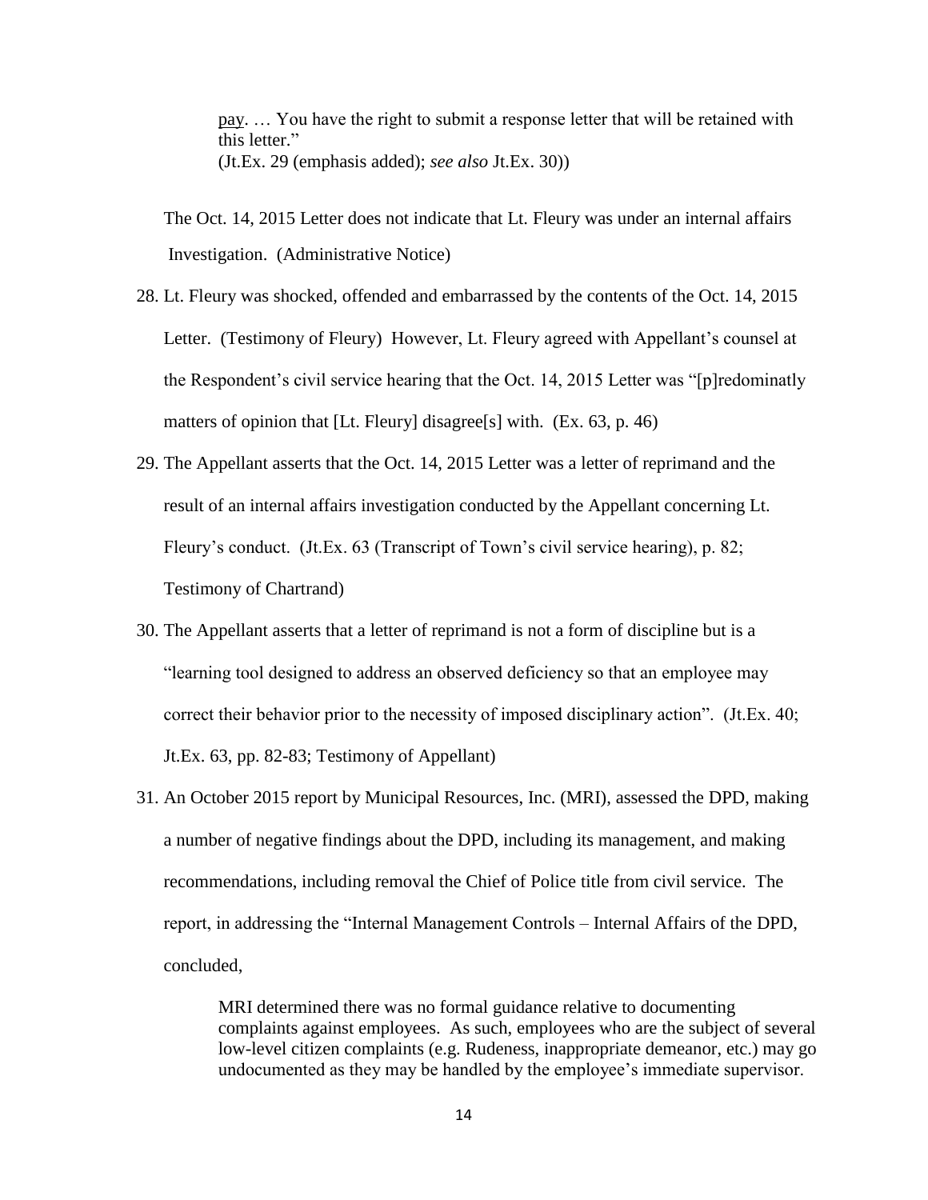pay. … You have the right to submit a response letter that will be retained with this letter."
(Jt.Ex. 29 (emphasis added); *see also* Jt.Ex. 30))

The Oct. 14, 2015 Letter does not indicate that Lt. Fleury was under an internal affairs Investigation. (Administrative Notice)

28. Lt. Fleury was shocked, offended and embarrassed by the contents of the Oct. 14, 2015 Letter. (Testimony of Fleury) However, Lt. Fleury agreed with Appellant's counsel at the Respondent's civil service hearing that the Oct. 14, 2015 Letter was "[p]redominatly matters of opinion that [Lt. Fleury] disagree[s] with. (Ex. 63, p. 46)

29. The Appellant asserts that the Oct. 14, 2015 Letter was a letter of reprimand and the result of an internal affairs investigation conducted by the Appellant concerning Lt. Fleury's conduct. (Jt.Ex. 63 (Transcript of Town's civil service hearing), p. 82; Testimony of Chartrand)

30. The Appellant asserts that a letter of reprimand is not a form of discipline but is a "learning tool designed to address an observed deficiency so that an employee may correct their behavior prior to the necessity of imposed disciplinary action". (Jt.Ex. 40; Jt.Ex. 63, pp. 82-83; Testimony of Appellant)

31. An October 2015 report by Municipal Resources, Inc. (MRI), assessed the DPD, making a number of negative findings about the DPD, including its management, and making recommendations, including removal the Chief of Police title from civil service. The report, in addressing the "Internal Management Controls – Internal Affairs of the DPD, concluded,

> MRI determined there was no formal guidance relative to documenting complaints against employees. As such, employees who are the subject of several low-level citizen complaints (e.g. Rudeness, inappropriate demeanor, etc.) may go undocumented as they may be handled by the employee's immediate supervisor.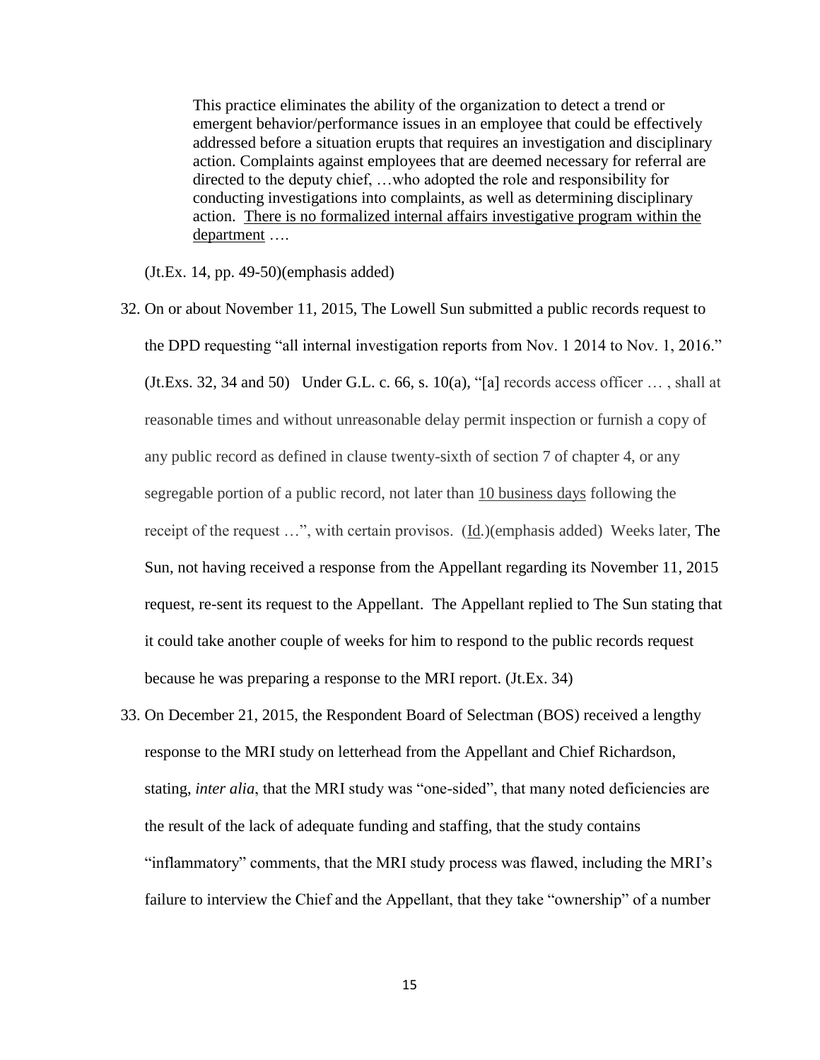> This practice eliminates the ability of the organization to detect a trend or emergent behavior/performance issues in an employee that could be effectively addressed before a situation erupts that requires an investigation and disciplinary action. Complaints against employees that are deemed necessary for referral are directed to the deputy chief, …who adopted the role and responsibility for conducting investigations into complaints, as well as determining disciplinary action. <u>There is no formalized internal affairs investigative program within the department</u> ….

(Jt.Ex. 14, pp. 49-50)(emphasis added)

32. On or about November 11, 2015, The Lowell Sun submitted a public records request to the DPD requesting "all internal investigation reports from Nov. 1 2014 to Nov. 1, 2016." (Jt.Exs. 32, 34 and 50) Under G.L. c. 66, s. 10(a), "[a] records access officer … , shall at reasonable times and without unreasonable delay permit inspection or furnish a copy of any public record as defined in clause twenty-sixth of section 7 of chapter 4, or any segregable portion of a public record, not later than <u>10 business days</u> following the receipt of the request …", with certain provisos. (<u>Id</u>.)(emphasis added) Weeks later, The Sun, not having received a response from the Appellant regarding its November 11, 2015 request, re-sent its request to the Appellant. The Appellant replied to The Sun stating that it could take another couple of weeks for him to respond to the public records request because he was preparing a response to the MRI report. (Jt.Ex. 34)

33. On December 21, 2015, the Respondent Board of Selectman (BOS) received a lengthy response to the MRI study on letterhead from the Appellant and Chief Richardson, stating, *inter alia*, that the MRI study was "one-sided", that many noted deficiencies are the result of the lack of adequate funding and staffing, that the study contains "inflammatory" comments, that the MRI study process was flawed, including the MRI's failure to interview the Chief and the Appellant, that they take "ownership" of a number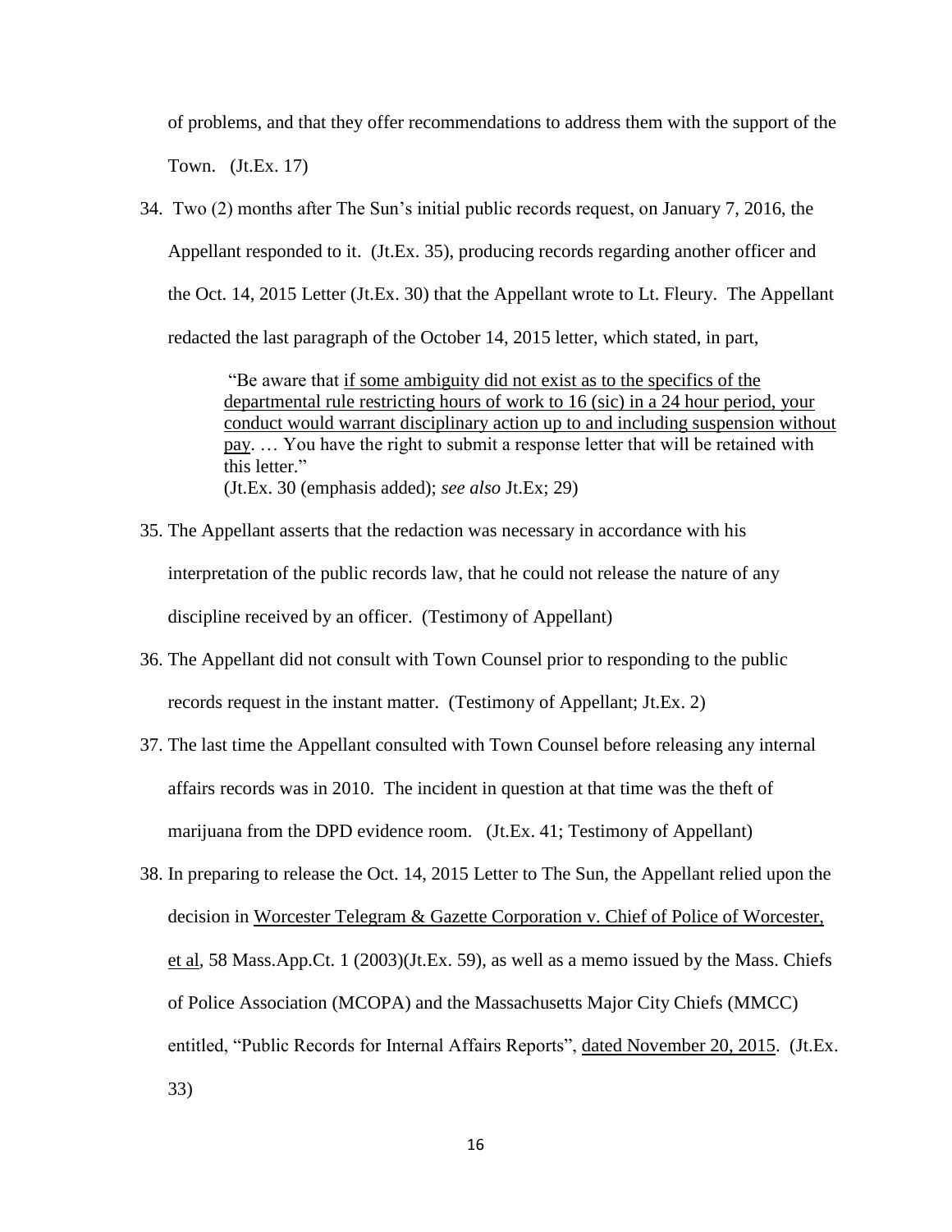of problems, and that they offer recommendations to address them with the support of the Town. (Jt.Ex. 17)

34. Two (2) months after The Sun's initial public records request, on January 7, 2016, the Appellant responded to it. (Jt.Ex. 35), producing records regarding another officer and the Oct. 14, 2015 Letter (Jt.Ex. 30) that the Appellant wrote to Lt. Fleury. The Appellant redacted the last paragraph of the October 14, 2015 letter, which stated, in part,

   > "Be aware that <u>if some ambiguity did not exist as to the specifics of the departmental rule restricting hours of work to 16 (sic) in a 24 hour period, your conduct would warrant disciplinary action up to and including suspension without pay</u>. … You have the right to submit a response letter that will be retained with this letter."
   > (Jt.Ex. 30 (emphasis added); *see also* Jt.Ex; 29)

35. The Appellant asserts that the redaction was necessary in accordance with his interpretation of the public records law, that he could not release the nature of any discipline received by an officer. (Testimony of Appellant)

36. The Appellant did not consult with Town Counsel prior to responding to the public records request in the instant matter. (Testimony of Appellant; Jt.Ex. 2)

37. The last time the Appellant consulted with Town Counsel before releasing any internal affairs records was in 2010. The incident in question at that time was the theft of marijuana from the DPD evidence room. (Jt.Ex. 41; Testimony of Appellant)

38. In preparing to release the Oct. 14, 2015 Letter to The Sun, the Appellant relied upon the decision in <u>Worcester Telegram & Gazette Corporation v. Chief of Police of Worcester, et al</u>, 58 Mass.App.Ct. 1 (2003)(Jt.Ex. 59), as well as a memo issued by the Mass. Chiefs of Police Association (MCOPA) and the Massachusetts Major City Chiefs (MMCC) entitled, "Public Records for Internal Affairs Reports", <u>dated November 20, 2015</u>. (Jt.Ex. 33)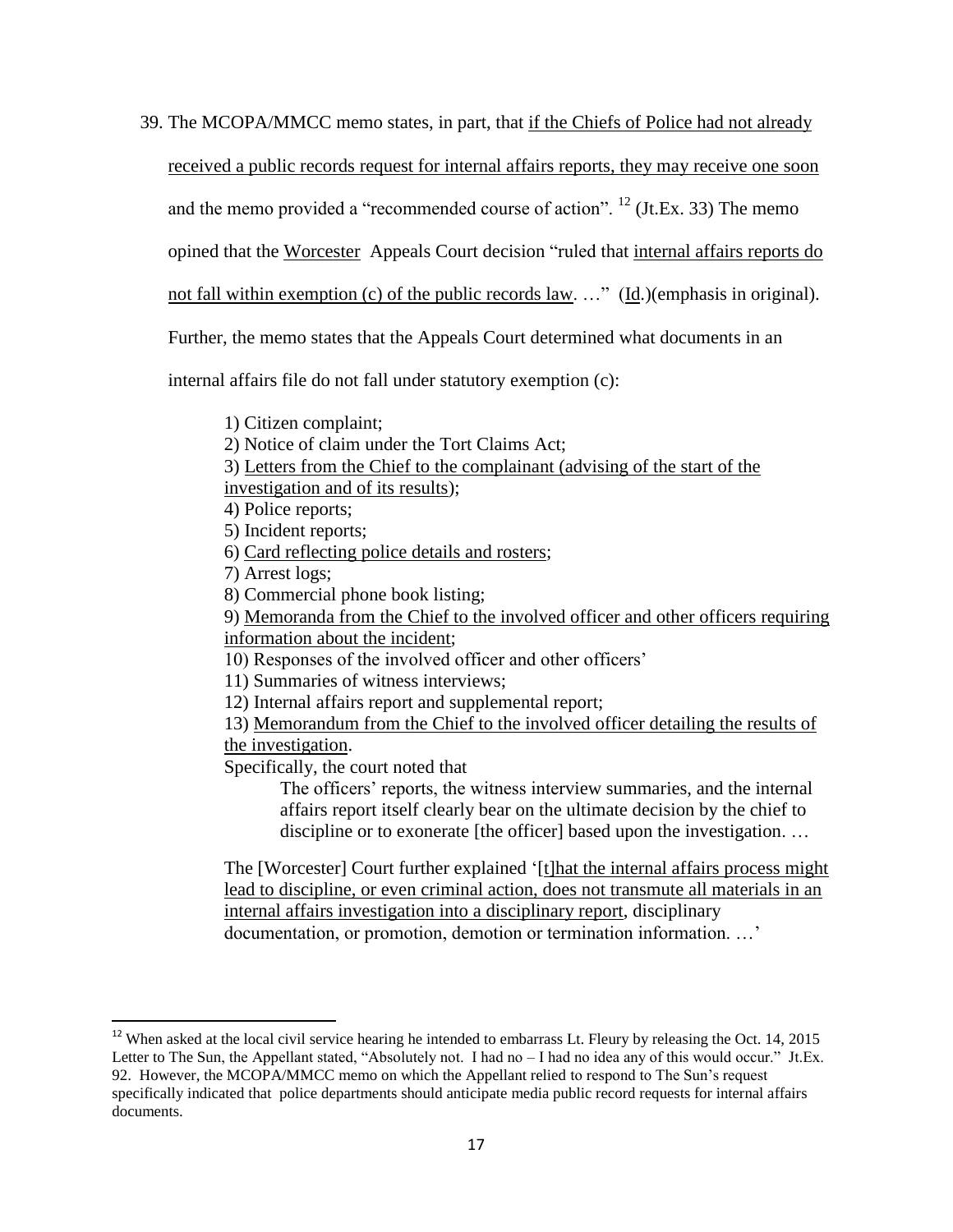39. The MCOPA/MMCC memo states, in part, that <u>if the Chiefs of Police had not already received a public records request for internal affairs reports, they may receive one soon</u> and the memo provided a "recommended course of action". [12] (Jt.Ex. 33) The memo opined that the <u>Worcester</u> Appeals Court decision "ruled that <u>internal affairs reports do not fall within exemption (c) of the public records law</u>. …" (<u>Id</u>.)(emphasis in original). Further, the memo states that the Appeals Court determined what documents in an internal affairs file do not fall under statutory exemption (c):

    1) Citizen complaint;
    2) Notice of claim under the Tort Claims Act;
    3) <u>Letters from the Chief to the complainant (advising of the start of the investigation and of its results)</u>;
    4) Police reports;
    5) Incident reports;
    6) <u>Card reflecting police details and rosters</u>;
    7) Arrest logs;
    8) Commercial phone book listing;
    9) <u>Memoranda from the Chief to the involved officer and other officers requiring information about the incident</u>;
    10) Responses of the involved officer and other officers'
    11) Summaries of witness interviews;
    12) Internal affairs report and supplemental report;
    13) <u>Memorandum from the Chief to the involved officer detailing the results of the investigation</u>.

    Specifically, the court noted that

    > The officers' reports, the witness interview summaries, and the internal affairs report itself clearly bear on the ultimate decision by the chief to discipline or to exonerate [the officer] based upon the investigation. …

    The [Worcester] Court further explained '<u>[t]hat the internal affairs process might lead to discipline, or even criminal action, does not transmute all materials in an internal affairs investigation into a disciplinary report</u>, disciplinary documentation, or promotion, demotion or termination information. …'

---

[12] When asked at the local civil service hearing he intended to embarrass Lt. Fleury by releasing the Oct. 14, 2015 Letter to The Sun, the Appellant stated, "Absolutely not. I had no – I had no idea any of this would occur." Jt.Ex. 92. However, the MCOPA/MMCC memo on which the Appellant relied to respond to The Sun's request specifically indicated that police departments should anticipate media public record requests for internal affairs documents.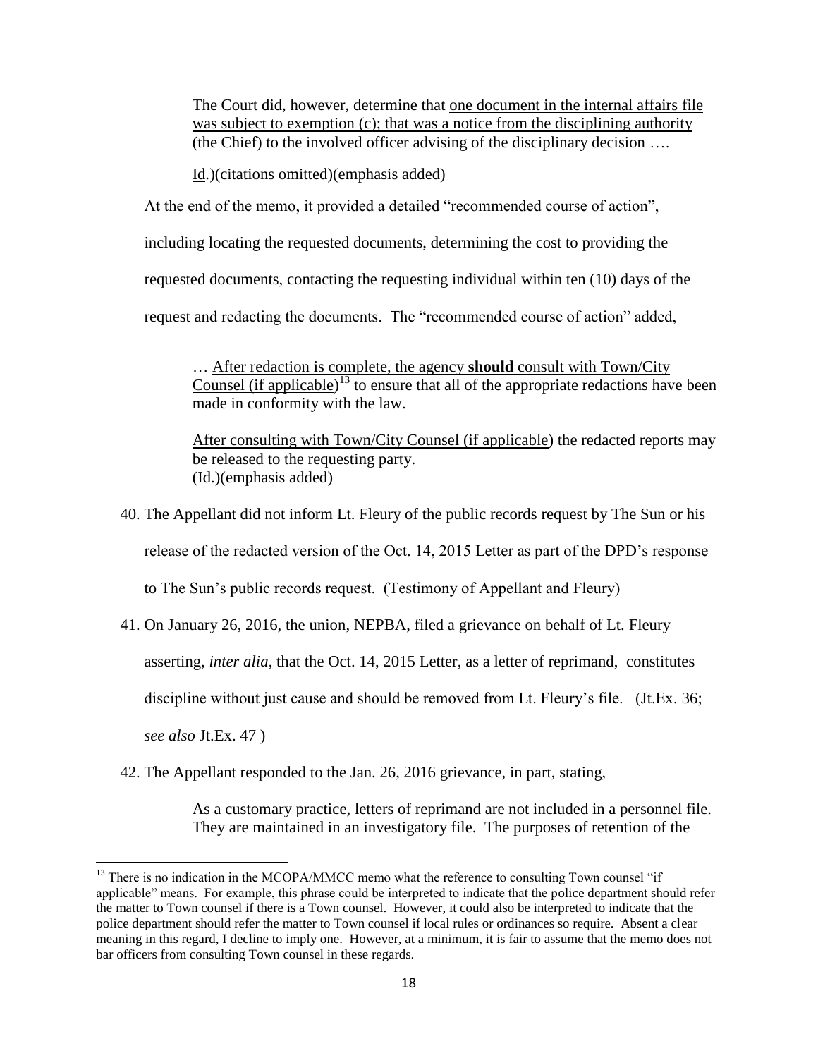> The Court did, however, determine that <u>one document in the internal affairs file was subject to exemption (c); that was a notice from the disciplining authority (the Chief) to the involved officer advising of the disciplinary decision</u> ….
>
> <u>Id</u>.)(citations omitted)(emphasis added)

At the end of the memo, it provided a detailed "recommended course of action", including locating the requested documents, determining the cost to providing the requested documents, contacting the requesting individual within ten (10) days of the request and redacting the documents. The "recommended course of action" added,

> … <u>After redaction is complete, the agency **should** consult with Town/City Counsel (if applicable)</u>[13] to ensure that all of the appropriate redactions have been made in conformity with the law.
>
> <u>After consulting with Town/City Counsel (if applicable</u>) the redacted reports may be released to the requesting party.
> (<u>Id</u>.)(emphasis added)

40. The Appellant did not inform Lt. Fleury of the public records request by The Sun or his release of the redacted version of the Oct. 14, 2015 Letter as part of the DPD's response to The Sun's public records request. (Testimony of Appellant and Fleury)

41. On January 26, 2016, the union, NEPBA, filed a grievance on behalf of Lt. Fleury asserting, *inter alia*, that the Oct. 14, 2015 Letter, as a letter of reprimand, constitutes discipline without just cause and should be removed from Lt. Fleury's file. (Jt.Ex. 36; *see also* Jt.Ex. 47 )

42. The Appellant responded to the Jan. 26, 2016 grievance, in part, stating,

> As a customary practice, letters of reprimand are not included in a personnel file. They are maintained in an investigatory file. The purposes of retention of the

---

[13] There is no indication in the MCOPA/MMCC memo what the reference to consulting Town counsel "if applicable" means. For example, this phrase could be interpreted to indicate that the police department should refer the matter to Town counsel if there is a Town counsel. However, it could also be interpreted to indicate that the police department should refer the matter to Town counsel if local rules or ordinances so require. Absent a clear meaning in this regard, I decline to imply one. However, at a minimum, it is fair to assume that the memo does not bar officers from consulting Town counsel in these regards.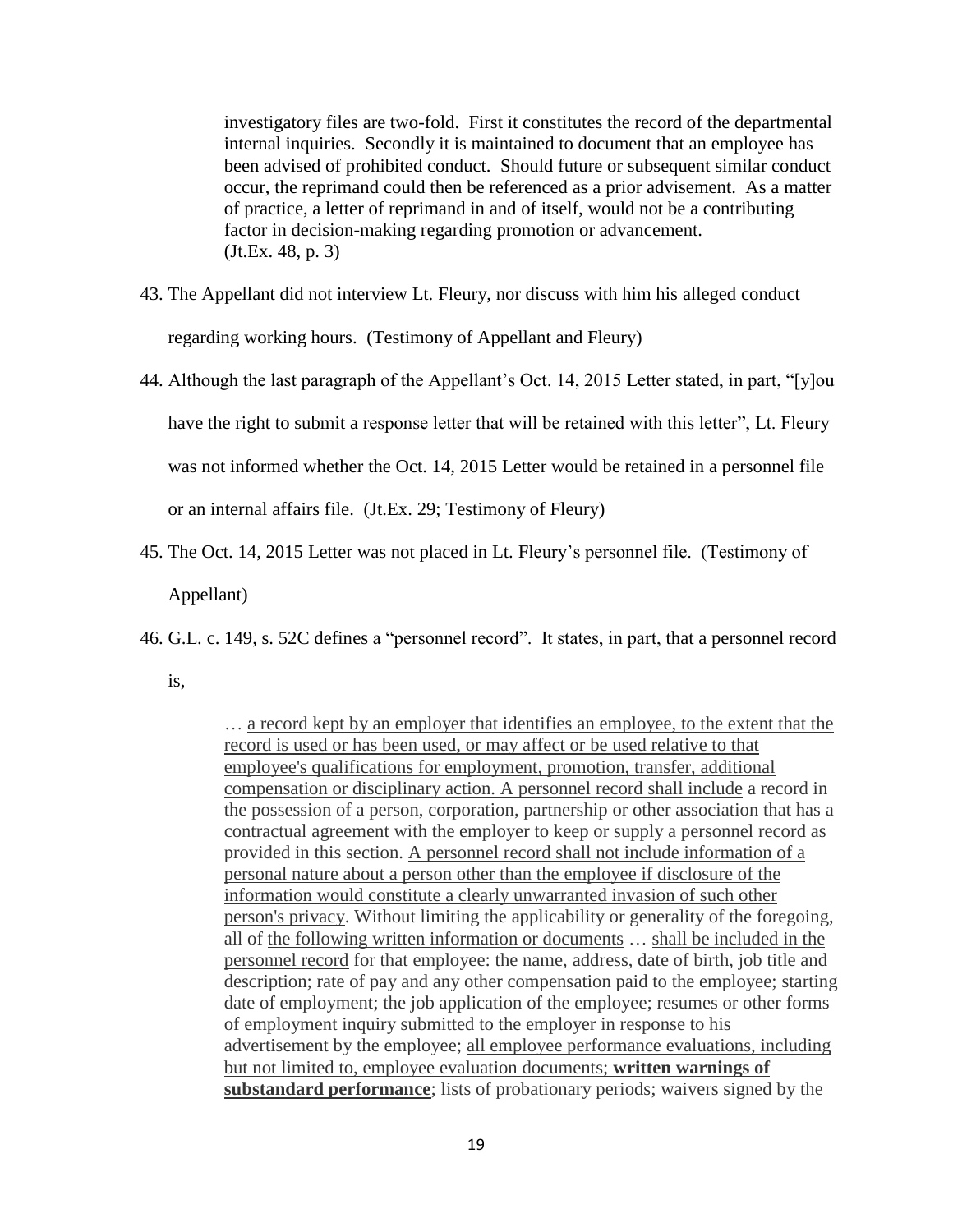> investigatory files are two-fold. First it constitutes the record of the departmental internal inquiries. Secondly it is maintained to document that an employee has been advised of prohibited conduct. Should future or subsequent similar conduct occur, the reprimand could then be referenced as a prior advisement. As a matter of practice, a letter of reprimand in and of itself, would not be a contributing factor in decision-making regarding promotion or advancement.
> (Jt.Ex. 48, p. 3)

43. The Appellant did not interview Lt. Fleury, nor discuss with him his alleged conduct regarding working hours. (Testimony of Appellant and Fleury)

44. Although the last paragraph of the Appellant's Oct. 14, 2015 Letter stated, in part, "[y]ou have the right to submit a response letter that will be retained with this letter", Lt. Fleury was not informed whether the Oct. 14, 2015 Letter would be retained in a personnel file or an internal affairs file. (Jt.Ex. 29; Testimony of Fleury)

45. The Oct. 14, 2015 Letter was not placed in Lt. Fleury's personnel file. (Testimony of Appellant)

46. G.L. c. 149, s. 52C defines a "personnel record". It states, in part, that a personnel record is,

> … <u>a record kept by an employer that identifies an employee, to the extent that the record is used or has been used, or may affect or be used relative to that employee's qualifications for employment, promotion, transfer, additional compensation or disciplinary action. A personnel record shall include</u> a record in the possession of a person, corporation, partnership or other association that has a contractual agreement with the employer to keep or supply a personnel record as provided in this section. <u>A personnel record shall not include information of a personal nature about a person other than the employee if disclosure of the information would constitute a clearly unwarranted invasion of such other person's privacy</u>. Without limiting the applicability or generality of the foregoing, all of <u>the following written information or documents</u> … <u>shall be included in the personnel record</u> for that employee: the name, address, date of birth, job title and description; rate of pay and any other compensation paid to the employee; starting date of employment; the job application of the employee; resumes or other forms of employment inquiry submitted to the employer in response to his advertisement by the employee; <u>all employee performance evaluations, including but not limited to, employee evaluation documents;</u> <u>**written warnings of substandard performance**</u>; lists of probationary periods; waivers signed by the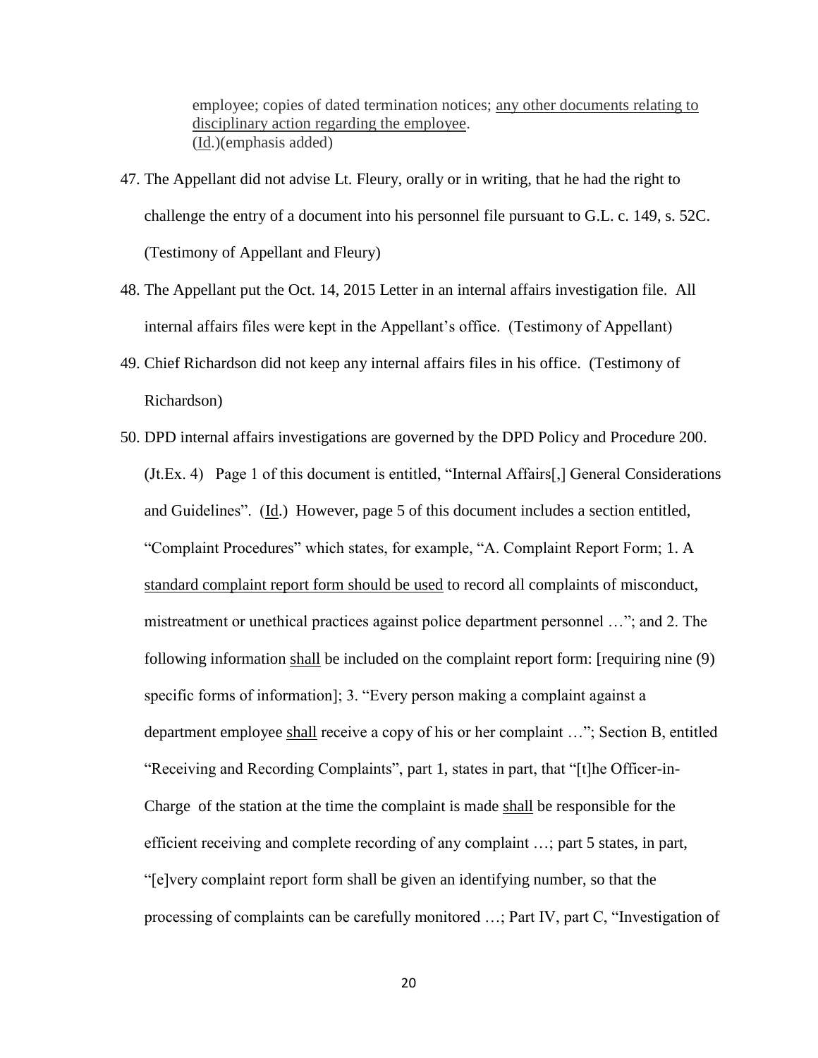> employee; copies of dated termination notices; <u>any other documents relating to disciplinary action regarding the employee</u>.
> (<u>Id</u>.)(emphasis added)

47. The Appellant did not advise Lt. Fleury, orally or in writing, that he had the right to challenge the entry of a document into his personnel file pursuant to G.L. c. 149, s. 52C. (Testimony of Appellant and Fleury)

48. The Appellant put the Oct. 14, 2015 Letter in an internal affairs investigation file. All internal affairs files were kept in the Appellant's office. (Testimony of Appellant)

49. Chief Richardson did not keep any internal affairs files in his office. (Testimony of Richardson)

50. DPD internal affairs investigations are governed by the DPD Policy and Procedure 200. (Jt.Ex. 4) Page 1 of this document is entitled, "Internal Affairs[,] General Considerations and Guidelines". (<u>Id</u>.) However, page 5 of this document includes a section entitled, "Complaint Procedures" which states, for example, "A. Complaint Report Form; 1. A <u>standard complaint report form should be used</u> to record all complaints of misconduct, mistreatment or unethical practices against police department personnel …"; and 2. The following information <u>shall</u> be included on the complaint report form: [requiring nine (9) specific forms of information]; 3. "Every person making a complaint against a department employee <u>shall</u> receive a copy of his or her complaint …"; Section B, entitled "Receiving and Recording Complaints", part 1, states in part, that "[t]he Officer-in-Charge of the station at the time the complaint is made <u>shall</u> be responsible for the efficient receiving and complete recording of any complaint …; part 5 states, in part, "[e]very complaint report form shall be given an identifying number, so that the processing of complaints can be carefully monitored …; Part IV, part C, "Investigation of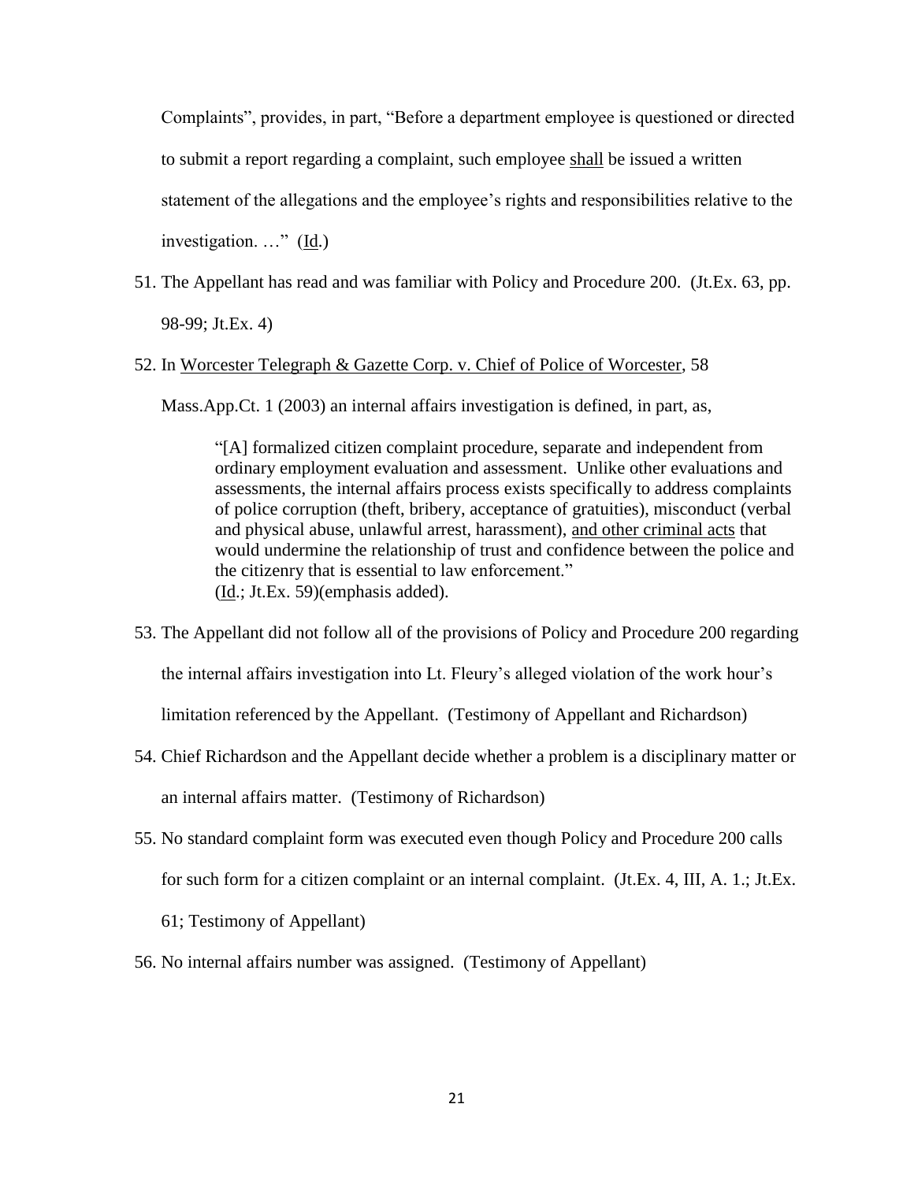Complaints", provides, in part, "Before a department employee is questioned or directed to submit a report regarding a complaint, such employee <u>shall</u> be issued a written statement of the allegations and the employee's rights and responsibilities relative to the investigation. …" (<u>Id</u>.)

51. The Appellant has read and was familiar with Policy and Procedure 200. (Jt.Ex. 63, pp. 98-99; Jt.Ex. 4)

52. In <u>Worcester Telegraph & Gazette Corp. v. Chief of Police of Worcester</u>, 58 Mass.App.Ct. 1 (2003) an internal affairs investigation is defined, in part, as,

    > "[A] formalized citizen complaint procedure, separate and independent from ordinary employment evaluation and assessment. Unlike other evaluations and assessments, the internal affairs process exists specifically to address complaints of police corruption (theft, bribery, acceptance of gratuities), misconduct (verbal and physical abuse, unlawful arrest, harassment), <u>and other criminal acts</u> that would undermine the relationship of trust and confidence between the police and the citizenry that is essential to law enforcement."
    > (<u>Id</u>.; Jt.Ex. 59)(emphasis added).

53. The Appellant did not follow all of the provisions of Policy and Procedure 200 regarding the internal affairs investigation into Lt. Fleury's alleged violation of the work hour's limitation referenced by the Appellant. (Testimony of Appellant and Richardson)

54. Chief Richardson and the Appellant decide whether a problem is a disciplinary matter or an internal affairs matter. (Testimony of Richardson)

55. No standard complaint form was executed even though Policy and Procedure 200 calls for such form for a citizen complaint or an internal complaint. (Jt.Ex. 4, III, A. 1.; Jt.Ex. 61; Testimony of Appellant)

56. No internal affairs number was assigned. (Testimony of Appellant)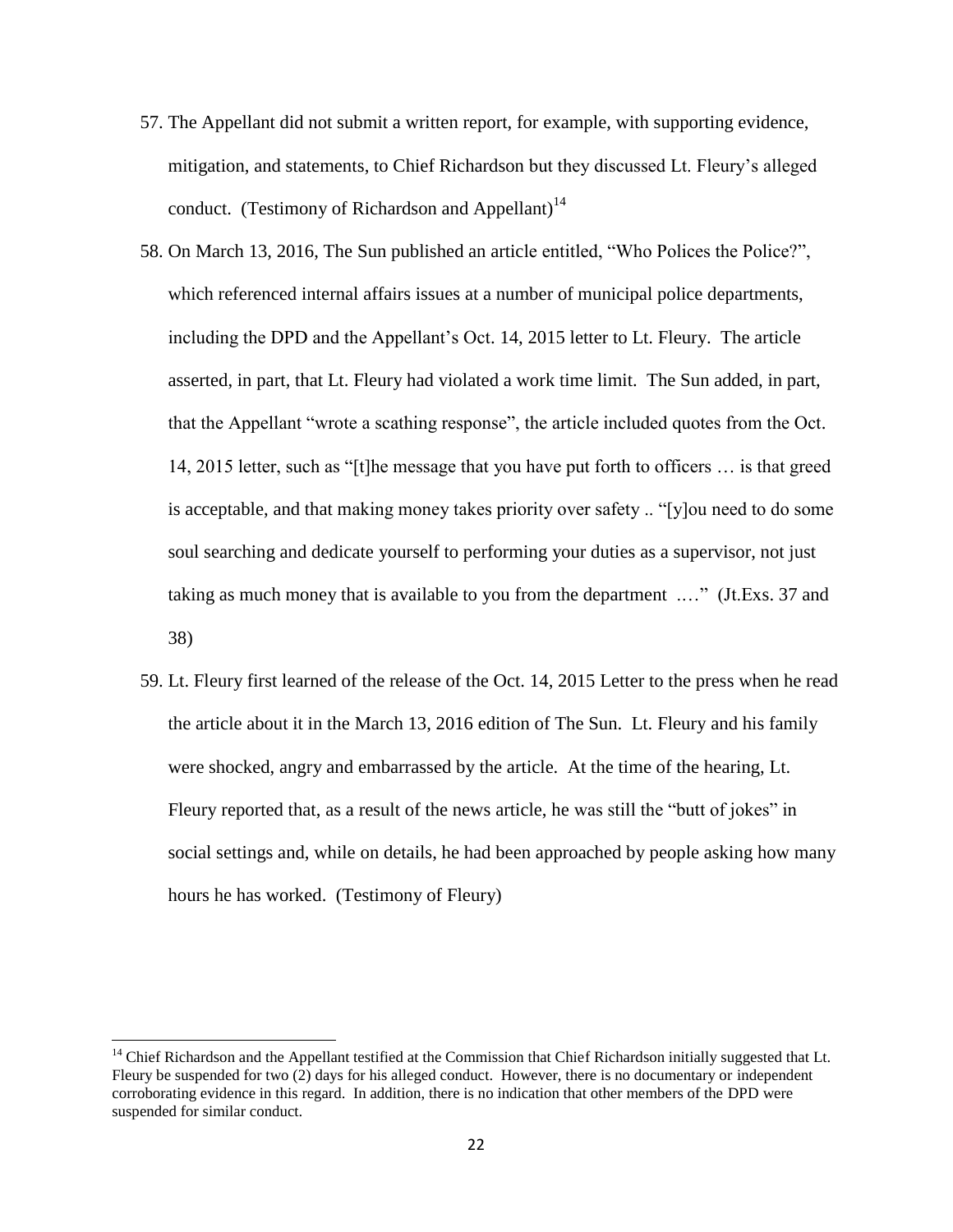57. The Appellant did not submit a written report, for example, with supporting evidence, mitigation, and statements, to Chief Richardson but they discussed Lt. Fleury's alleged conduct. (Testimony of Richardson and Appellant)[14]

58. On March 13, 2016, The Sun published an article entitled, "Who Polices the Police?", which referenced internal affairs issues at a number of municipal police departments, including the DPD and the Appellant's Oct. 14, 2015 letter to Lt. Fleury. The article asserted, in part, that Lt. Fleury had violated a work time limit. The Sun added, in part, that the Appellant "wrote a scathing response", the article included quotes from the Oct. 14, 2015 letter, such as "[t]he message that you have put forth to officers … is that greed is acceptable, and that making money takes priority over safety .. "[y]ou need to do some soul searching and dedicate yourself to performing your duties as a supervisor, not just taking as much money that is available to you from the department .…" (Jt.Exs. 37 and 38)

59. Lt. Fleury first learned of the release of the Oct. 14, 2015 Letter to the press when he read the article about it in the March 13, 2016 edition of The Sun. Lt. Fleury and his family were shocked, angry and embarrassed by the article. At the time of the hearing, Lt. Fleury reported that, as a result of the news article, he was still the "butt of jokes" in social settings and, while on details, he had been approached by people asking how many hours he has worked. (Testimony of Fleury)

---

[14] Chief Richardson and the Appellant testified at the Commission that Chief Richardson initially suggested that Lt. Fleury be suspended for two (2) days for his alleged conduct. However, there is no documentary or independent corroborating evidence in this regard. In addition, there is no indication that other members of the DPD were suspended for similar conduct.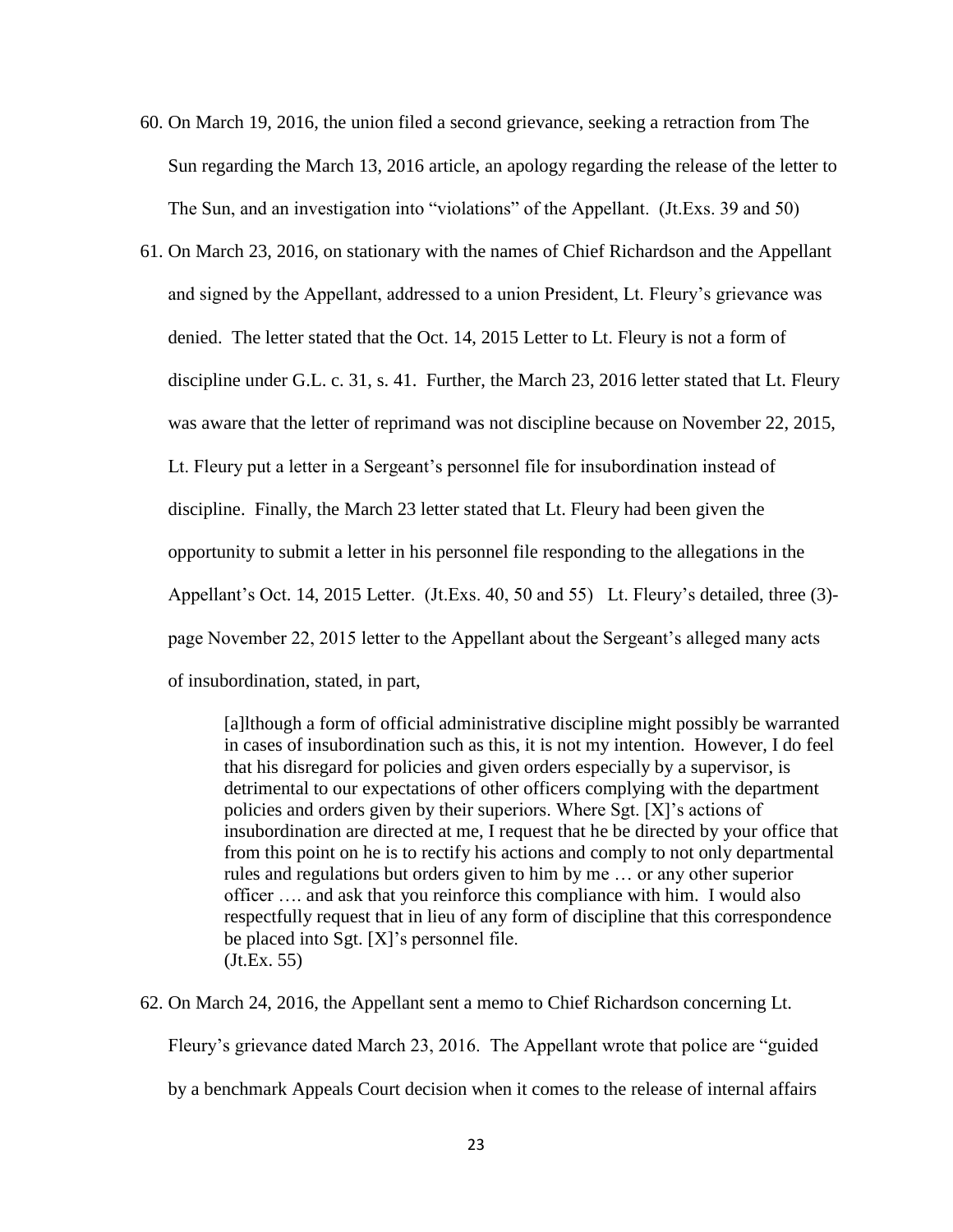60. On March 19, 2016, the union filed a second grievance, seeking a retraction from The Sun regarding the March 13, 2016 article, an apology regarding the release of the letter to The Sun, and an investigation into "violations" of the Appellant. (Jt.Exs. 39 and 50)

61. On March 23, 2016, on stationary with the names of Chief Richardson and the Appellant and signed by the Appellant, addressed to a union President, Lt. Fleury's grievance was denied. The letter stated that the Oct. 14, 2015 Letter to Lt. Fleury is not a form of discipline under G.L. c. 31, s. 41. Further, the March 23, 2016 letter stated that Lt. Fleury was aware that the letter of reprimand was not discipline because on November 22, 2015, Lt. Fleury put a letter in a Sergeant's personnel file for insubordination instead of discipline. Finally, the March 23 letter stated that Lt. Fleury had been given the opportunity to submit a letter in his personnel file responding to the allegations in the Appellant's Oct. 14, 2015 Letter. (Jt.Exs. 40, 50 and 55) Lt. Fleury's detailed, three (3)-page November 22, 2015 letter to the Appellant about the Sergeant's alleged many acts of insubordination, stated, in part,

> [a]lthough a form of official administrative discipline might possibly be warranted in cases of insubordination such as this, it is not my intention. However, I do feel that his disregard for policies and given orders especially by a supervisor, is detrimental to our expectations of other officers complying with the department policies and orders given by their superiors. Where Sgt. [X]'s actions of insubordination are directed at me, I request that he be directed by your office that from this point on he is to rectify his actions and comply to not only departmental rules and regulations but orders given to him by me … or any other superior officer …. and ask that you reinforce this compliance with him. I would also respectfully request that in lieu of any form of discipline that this correspondence be placed into Sgt. [X]'s personnel file.
> (Jt.Ex. 55)

62. On March 24, 2016, the Appellant sent a memo to Chief Richardson concerning Lt. Fleury's grievance dated March 23, 2016. The Appellant wrote that police are "guided by a benchmark Appeals Court decision when it comes to the release of internal affairs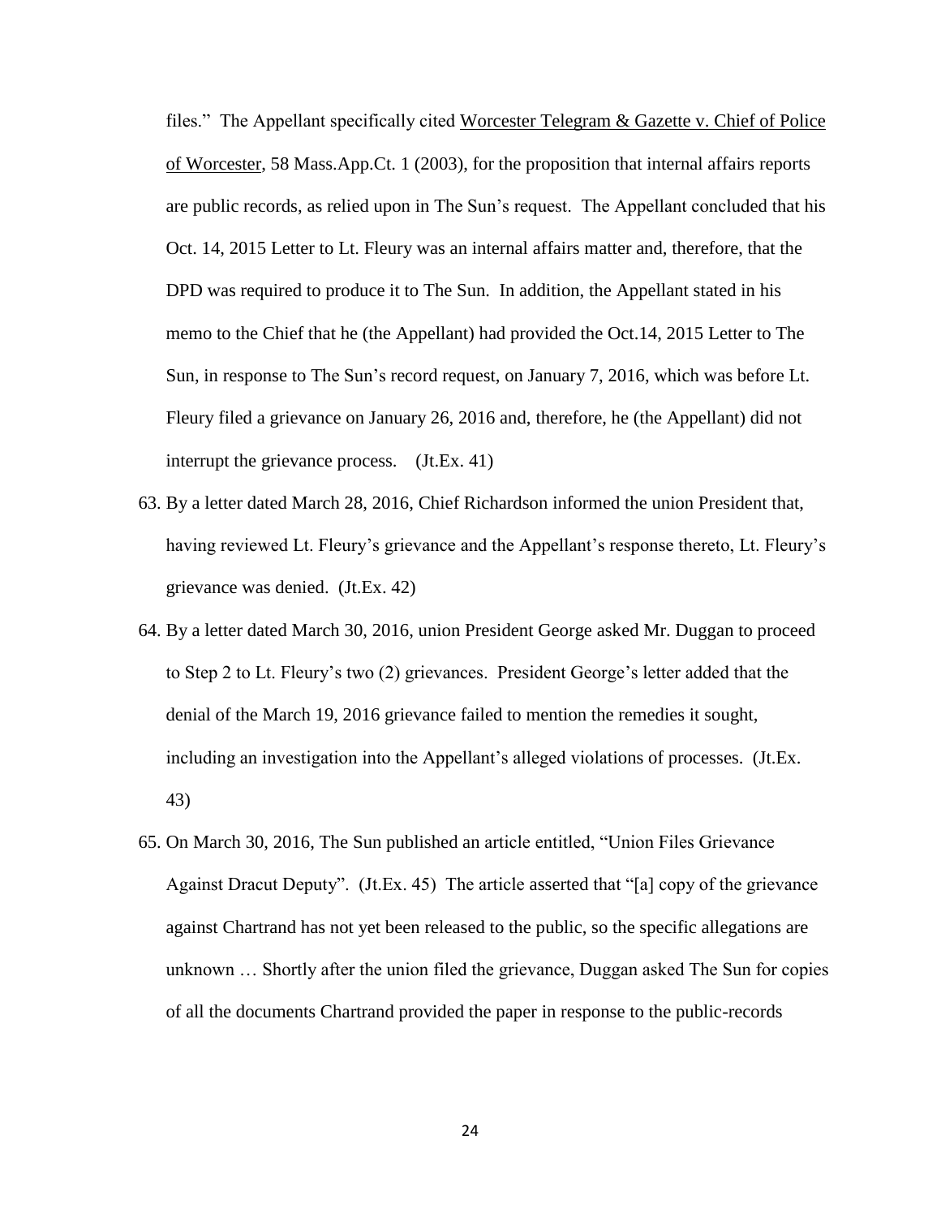files." The Appellant specifically cited Worcester Telegram & Gazette v. Chief of Police of Worcester, 58 Mass.App.Ct. 1 (2003), for the proposition that internal affairs reports are public records, as relied upon in The Sun's request. The Appellant concluded that his Oct. 14, 2015 Letter to Lt. Fleury was an internal affairs matter and, therefore, that the DPD was required to produce it to The Sun. In addition, the Appellant stated in his memo to the Chief that he (the Appellant) had provided the Oct.14, 2015 Letter to The Sun, in response to The Sun's record request, on January 7, 2016, which was before Lt. Fleury filed a grievance on January 26, 2016 and, therefore, he (the Appellant) did not interrupt the grievance process. (Jt.Ex. 41)

63. By a letter dated March 28, 2016, Chief Richardson informed the union President that, having reviewed Lt. Fleury's grievance and the Appellant's response thereto, Lt. Fleury's grievance was denied. (Jt.Ex. 42)

64. By a letter dated March 30, 2016, union President George asked Mr. Duggan to proceed to Step 2 to Lt. Fleury's two (2) grievances. President George's letter added that the denial of the March 19, 2016 grievance failed to mention the remedies it sought, including an investigation into the Appellant's alleged violations of processes. (Jt.Ex. 43)

65. On March 30, 2016, The Sun published an article entitled, "Union Files Grievance Against Dracut Deputy". (Jt.Ex. 45) The article asserted that "[a] copy of the grievance against Chartrand has not yet been released to the public, so the specific allegations are unknown … Shortly after the union filed the grievance, Duggan asked The Sun for copies of all the documents Chartrand provided the paper in response to the public-records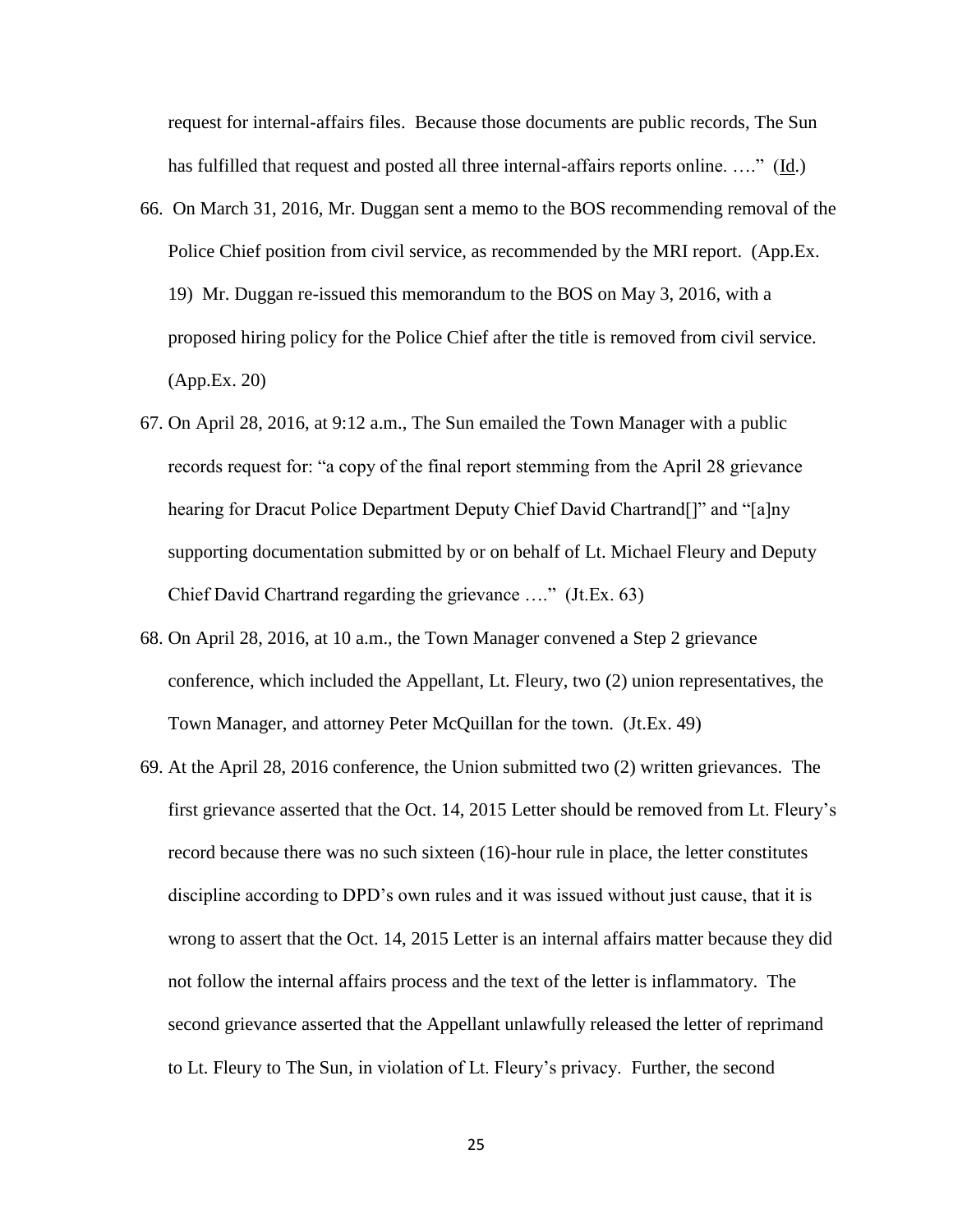request for internal-affairs files. Because those documents are public records, The Sun has fulfilled that request and posted all three internal-affairs reports online. …." (Id.)

66. On March 31, 2016, Mr. Duggan sent a memo to the BOS recommending removal of the Police Chief position from civil service, as recommended by the MRI report. (App.Ex. 19) Mr. Duggan re-issued this memorandum to the BOS on May 3, 2016, with a proposed hiring policy for the Police Chief after the title is removed from civil service. (App.Ex. 20)

67. On April 28, 2016, at 9:12 a.m., The Sun emailed the Town Manager with a public records request for: "a copy of the final report stemming from the April 28 grievance hearing for Dracut Police Department Deputy Chief David Chartrand[]" and "[a]ny supporting documentation submitted by or on behalf of Lt. Michael Fleury and Deputy Chief David Chartrand regarding the grievance …." (Jt.Ex. 63)

68. On April 28, 2016, at 10 a.m., the Town Manager convened a Step 2 grievance conference, which included the Appellant, Lt. Fleury, two (2) union representatives, the Town Manager, and attorney Peter McQuillan for the town. (Jt.Ex. 49)

69. At the April 28, 2016 conference, the Union submitted two (2) written grievances. The first grievance asserted that the Oct. 14, 2015 Letter should be removed from Lt. Fleury's record because there was no such sixteen (16)-hour rule in place, the letter constitutes discipline according to DPD's own rules and it was issued without just cause, that it is wrong to assert that the Oct. 14, 2015 Letter is an internal affairs matter because they did not follow the internal affairs process and the text of the letter is inflammatory. The second grievance asserted that the Appellant unlawfully released the letter of reprimand to Lt. Fleury to The Sun, in violation of Lt. Fleury's privacy. Further, the second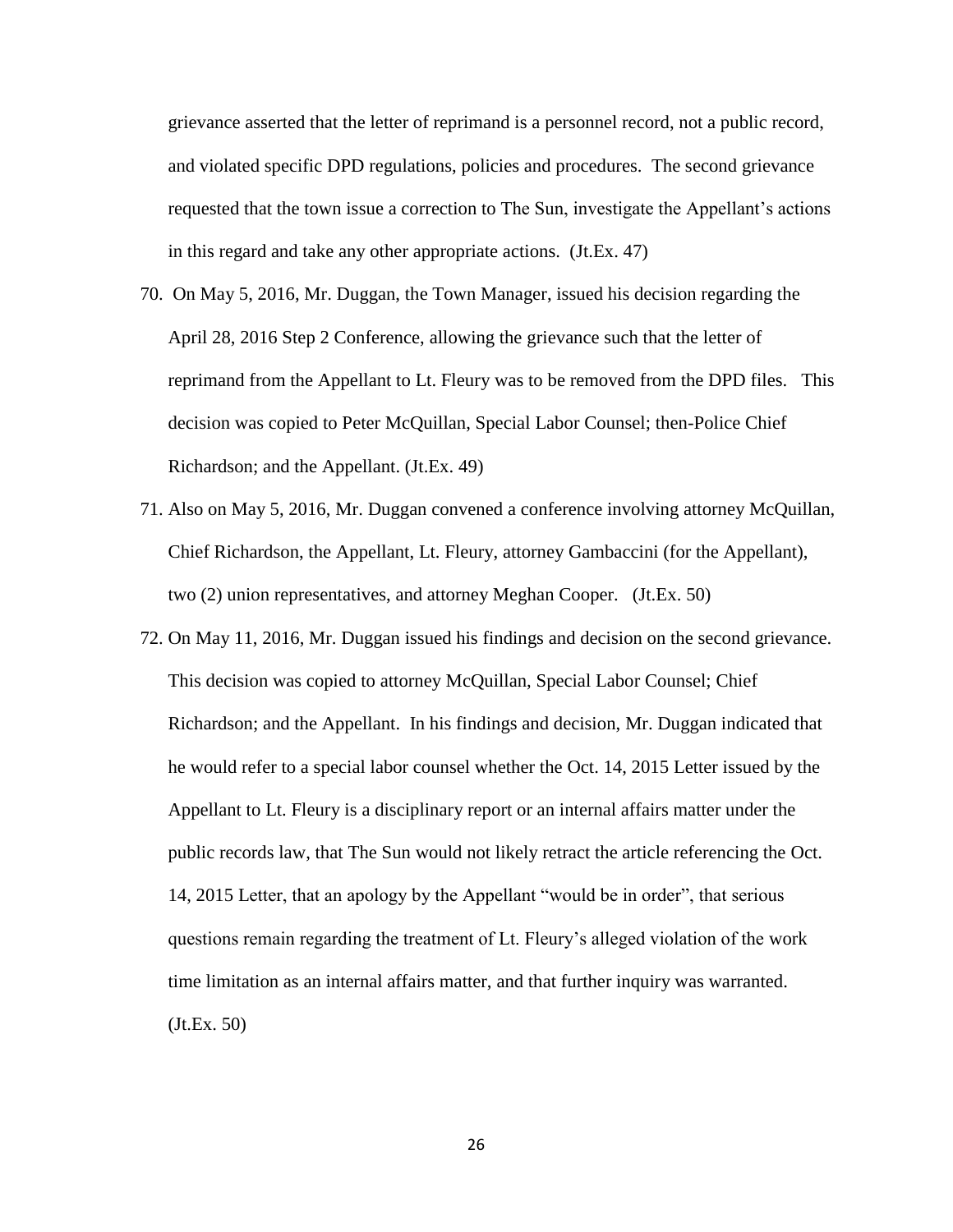grievance asserted that the letter of reprimand is a personnel record, not a public record, and violated specific DPD regulations, policies and procedures. The second grievance requested that the town issue a correction to The Sun, investigate the Appellant's actions in this regard and take any other appropriate actions. (Jt.Ex. 47)

70. On May 5, 2016, Mr. Duggan, the Town Manager, issued his decision regarding the April 28, 2016 Step 2 Conference, allowing the grievance such that the letter of reprimand from the Appellant to Lt. Fleury was to be removed from the DPD files. This decision was copied to Peter McQuillan, Special Labor Counsel; then-Police Chief Richardson; and the Appellant. (Jt.Ex. 49)

71. Also on May 5, 2016, Mr. Duggan convened a conference involving attorney McQuillan, Chief Richardson, the Appellant, Lt. Fleury, attorney Gambaccini (for the Appellant), two (2) union representatives, and attorney Meghan Cooper. (Jt.Ex. 50)

72. On May 11, 2016, Mr. Duggan issued his findings and decision on the second grievance. This decision was copied to attorney McQuillan, Special Labor Counsel; Chief Richardson; and the Appellant. In his findings and decision, Mr. Duggan indicated that he would refer to a special labor counsel whether the Oct. 14, 2015 Letter issued by the Appellant to Lt. Fleury is a disciplinary report or an internal affairs matter under the public records law, that The Sun would not likely retract the article referencing the Oct. 14, 2015 Letter, that an apology by the Appellant "would be in order", that serious questions remain regarding the treatment of Lt. Fleury's alleged violation of the work time limitation as an internal affairs matter, and that further inquiry was warranted. (Jt.Ex. 50)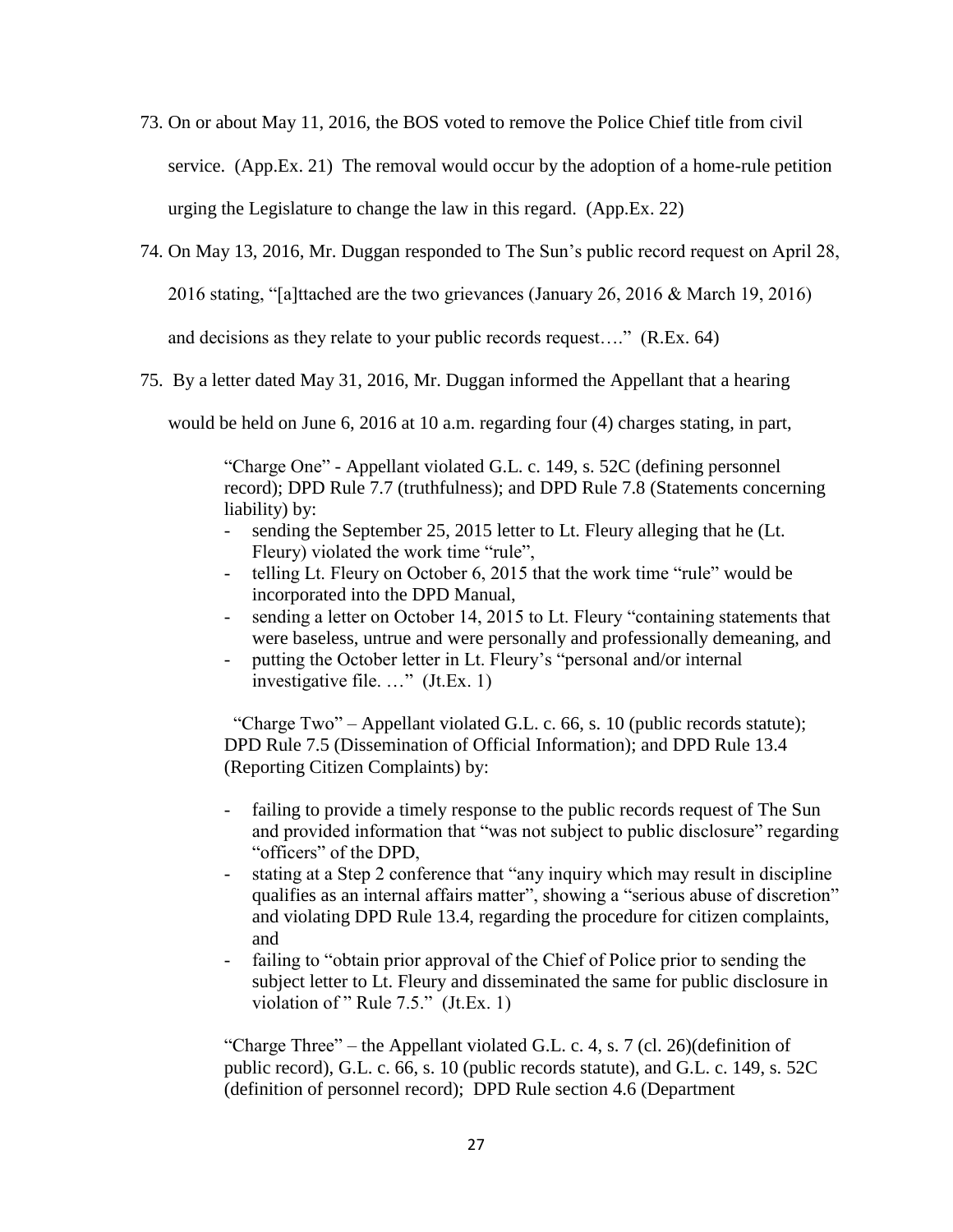73. On or about May 11, 2016, the BOS voted to remove the Police Chief title from civil service. (App.Ex. 21) The removal would occur by the adoption of a home-rule petition urging the Legislature to change the law in this regard. (App.Ex. 22)

74. On May 13, 2016, Mr. Duggan responded to The Sun's public record request on April 28, 2016 stating, "[a]ttached are the two grievances (January 26, 2016 & March 19, 2016) and decisions as they relate to your public records request…." (R.Ex. 64)

75. By a letter dated May 31, 2016, Mr. Duggan informed the Appellant that a hearing would be held on June 6, 2016 at 10 a.m. regarding four (4) charges stating, in part,

> "Charge One" - Appellant violated G.L. c. 149, s. 52C (defining personnel record); DPD Rule 7.7 (truthfulness); and DPD Rule 7.8 (Statements concerning liability) by:
>
> - sending the September 25, 2015 letter to Lt. Fleury alleging that he (Lt. Fleury) violated the work time "rule",
> - telling Lt. Fleury on October 6, 2015 that the work time "rule" would be incorporated into the DPD Manual,
> - sending a letter on October 14, 2015 to Lt. Fleury "containing statements that were baseless, untrue and were personally and professionally demeaning, and
> - putting the October letter in Lt. Fleury's "personal and/or internal investigative file. …" (Jt.Ex. 1)
>
> "Charge Two" – Appellant violated G.L. c. 66, s. 10 (public records statute); DPD Rule 7.5 (Dissemination of Official Information); and DPD Rule 13.4 (Reporting Citizen Complaints) by:
>
> - failing to provide a timely response to the public records request of The Sun and provided information that "was not subject to public disclosure" regarding "officers" of the DPD,
> - stating at a Step 2 conference that "any inquiry which may result in discipline qualifies as an internal affairs matter", showing a "serious abuse of discretion" and violating DPD Rule 13.4, regarding the procedure for citizen complaints, and
> - failing to "obtain prior approval of the Chief of Police prior to sending the subject letter to Lt. Fleury and disseminated the same for public disclosure in violation of " Rule 7.5." (Jt.Ex. 1)
>
> "Charge Three" – the Appellant violated G.L. c. 4, s. 7 (cl. 26)(definition of public record), G.L. c. 66, s. 10 (public records statute), and G.L. c. 149, s. 52C (definition of personnel record); DPD Rule section 4.6 (Department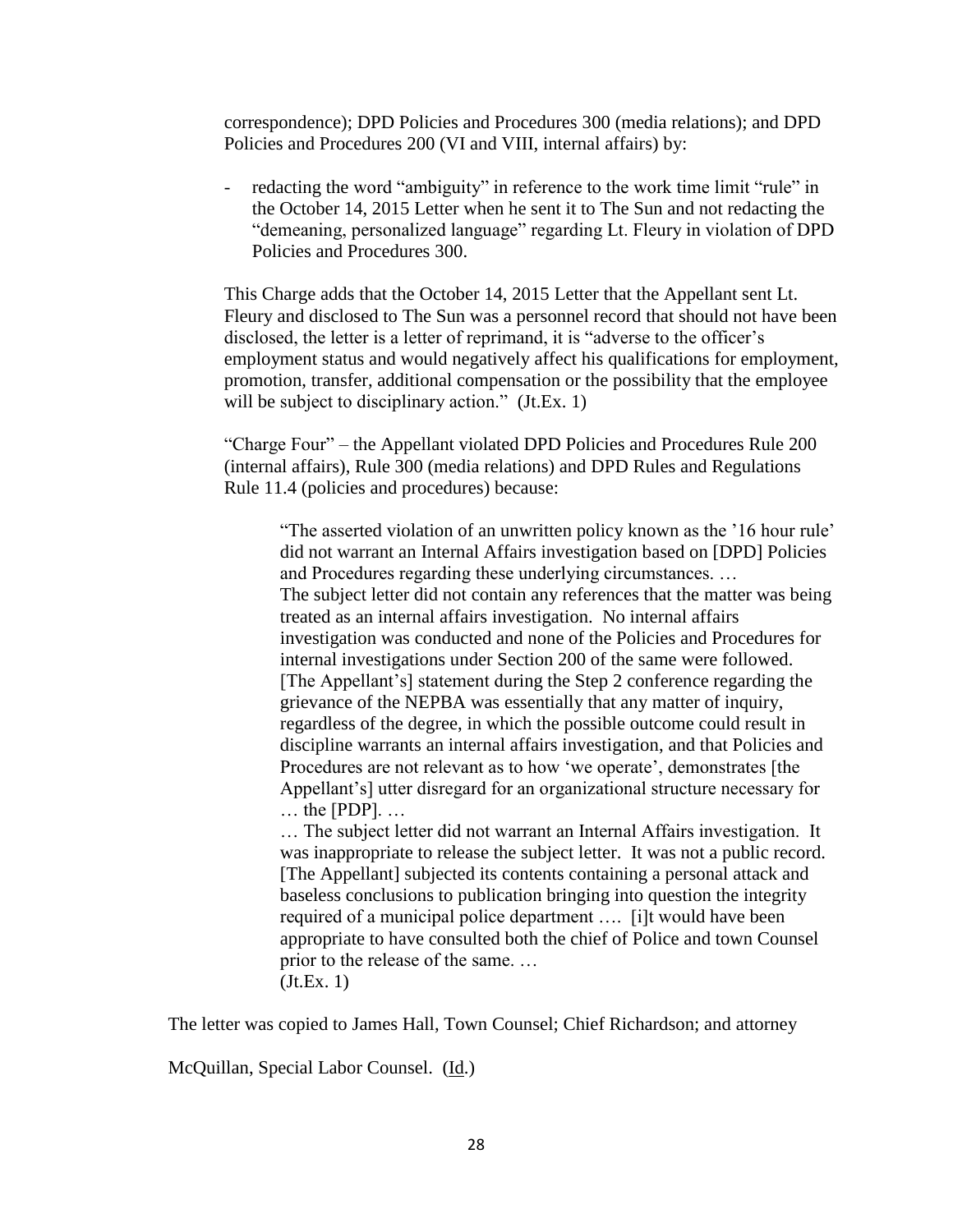correspondence); DPD Policies and Procedures 300 (media relations); and DPD Policies and Procedures 200 (VI and VIII, internal affairs) by:

- redacting the word "ambiguity" in reference to the work time limit "rule" in the October 14, 2015 Letter when he sent it to The Sun and not redacting the "demeaning, personalized language" regarding Lt. Fleury in violation of DPD Policies and Procedures 300.

This Charge adds that the October 14, 2015 Letter that the Appellant sent Lt. Fleury and disclosed to The Sun was a personnel record that should not have been disclosed, the letter is a letter of reprimand, it is "adverse to the officer's employment status and would negatively affect his qualifications for employment, promotion, transfer, additional compensation or the possibility that the employee will be subject to disciplinary action." (Jt.Ex. 1)

"Charge Four" – the Appellant violated DPD Policies and Procedures Rule 200 (internal affairs), Rule 300 (media relations) and DPD Rules and Regulations Rule 11.4 (policies and procedures) because:

> "The asserted violation of an unwritten policy known as the '16 hour rule' did not warrant an Internal Affairs investigation based on [DPD] Policies and Procedures regarding these underlying circumstances. …
> The subject letter did not contain any references that the matter was being treated as an internal affairs investigation. No internal affairs investigation was conducted and none of the Policies and Procedures for internal investigations under Section 200 of the same were followed. [The Appellant's] statement during the Step 2 conference regarding the grievance of the NEPBA was essentially that any matter of inquiry, regardless of the degree, in which the possible outcome could result in discipline warrants an internal affairs investigation, and that Policies and Procedures are not relevant as to how 'we operate', demonstrates [the Appellant's] utter disregard for an organizational structure necessary for … the [PDP]. …
> … The subject letter did not warrant an Internal Affairs investigation. It was inappropriate to release the subject letter. It was not a public record. [The Appellant] subjected its contents containing a personal attack and baseless conclusions to publication bringing into question the integrity required of a municipal police department …. [i]t would have been appropriate to have consulted both the chief of Police and town Counsel prior to the release of the same. …
> (Jt.Ex. 1)

The letter was copied to James Hall, Town Counsel; Chief Richardson; and attorney McQuillan, Special Labor Counsel. (Id.)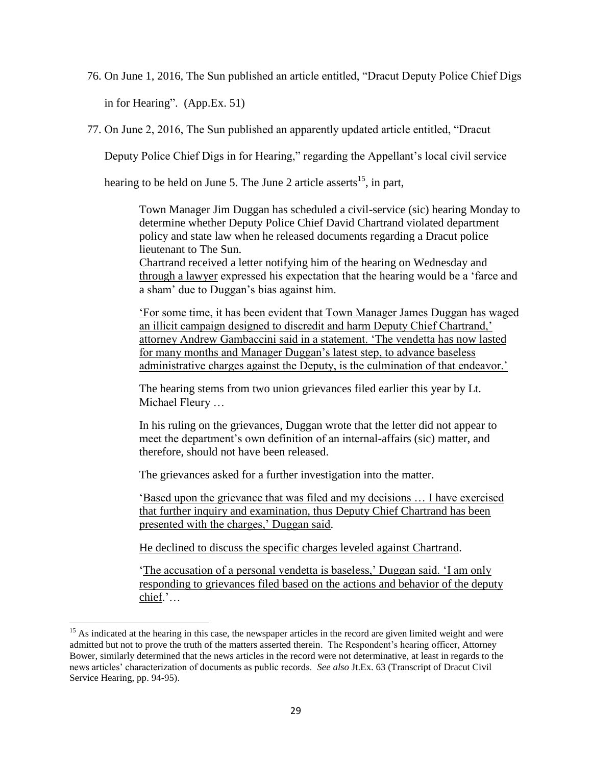76. On June 1, 2016, The Sun published an article entitled, "Dracut Deputy Police Chief Digs in for Hearing". (App.Ex. 51)

77. On June 2, 2016, The Sun published an apparently updated article entitled, "Dracut Deputy Police Chief Digs in for Hearing," regarding the Appellant's local civil service hearing to be held on June 5. The June 2 article asserts[15], in part,

> Town Manager Jim Duggan has scheduled a civil-service (sic) hearing Monday to determine whether Deputy Police Chief David Chartrand violated department policy and state law when he released documents regarding a Dracut police lieutenant to The Sun.
> Chartrand received a letter notifying him of the hearing on Wednesday and through a lawyer expressed his expectation that the hearing would be a 'farce and a sham' due to Duggan's bias against him.
>
> 'For some time, it has been evident that Town Manager James Duggan has waged an illicit campaign designed to discredit and harm Deputy Chief Chartrand,' attorney Andrew Gambaccini said in a statement. 'The vendetta has now lasted for many months and Manager Duggan's latest step, to advance baseless administrative charges against the Deputy, is the culmination of that endeavor.'
>
> The hearing stems from two union grievances filed earlier this year by Lt. Michael Fleury …
>
> In his ruling on the grievances, Duggan wrote that the letter did not appear to meet the department's own definition of an internal-affairs (sic) matter, and therefore, should not have been released.
>
> The grievances asked for a further investigation into the matter.
>
> 'Based upon the grievance that was filed and my decisions … I have exercised that further inquiry and examination, thus Deputy Chief Chartrand has been presented with the charges,' Duggan said.
>
> He declined to discuss the specific charges leveled against Chartrand.
>
> 'The accusation of a personal vendetta is baseless,' Duggan said. 'I am only responding to grievances filed based on the actions and behavior of the deputy chief.'…

[15] As indicated at the hearing in this case, the newspaper articles in the record are given limited weight and were admitted but not to prove the truth of the matters asserted therein. The Respondent's hearing officer, Attorney Bower, similarly determined that the news articles in the record were not determinative, at least in regards to the news articles' characterization of documents as public records. *See also* Jt.Ex. 63 (Transcript of Dracut Civil Service Hearing, pp. 94-95).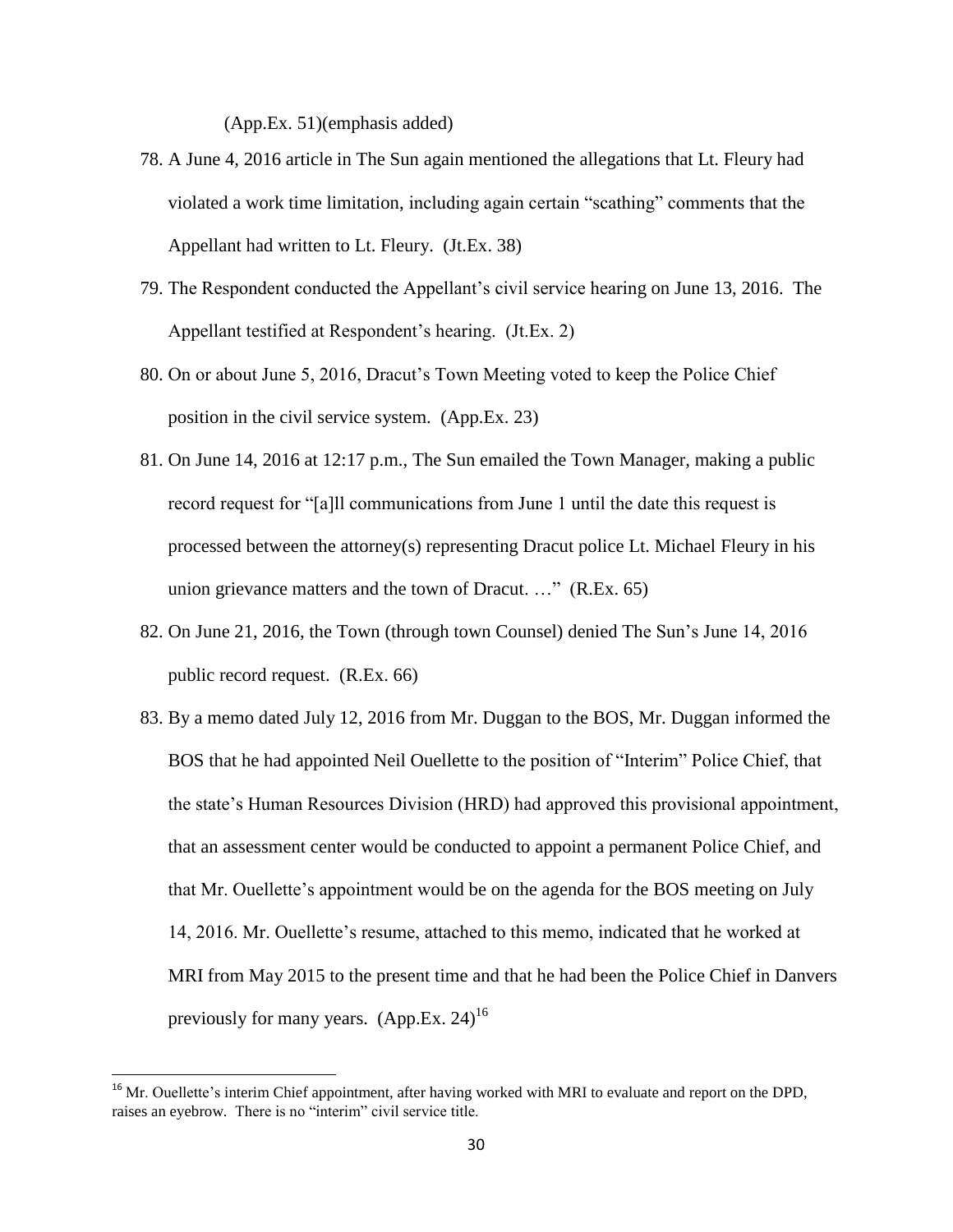(App.Ex. 51)(emphasis added)

78. A June 4, 2016 article in The Sun again mentioned the allegations that Lt. Fleury had violated a work time limitation, including again certain "scathing" comments that the Appellant had written to Lt. Fleury. (Jt.Ex. 38)

79. The Respondent conducted the Appellant's civil service hearing on June 13, 2016. The Appellant testified at Respondent's hearing. (Jt.Ex. 2)

80. On or about June 5, 2016, Dracut's Town Meeting voted to keep the Police Chief position in the civil service system. (App.Ex. 23)

81. On June 14, 2016 at 12:17 p.m., The Sun emailed the Town Manager, making a public record request for "[a]ll communications from June 1 until the date this request is processed between the attorney(s) representing Dracut police Lt. Michael Fleury in his union grievance matters and the town of Dracut. …" (R.Ex. 65)

82. On June 21, 2016, the Town (through town Counsel) denied The Sun's June 14, 2016 public record request. (R.Ex. 66)

83. By a memo dated July 12, 2016 from Mr. Duggan to the BOS, Mr. Duggan informed the BOS that he had appointed Neil Ouellette to the position of "Interim" Police Chief, that the state's Human Resources Division (HRD) had approved this provisional appointment, that an assessment center would be conducted to appoint a permanent Police Chief, and that Mr. Ouellette's appointment would be on the agenda for the BOS meeting on July 14, 2016. Mr. Ouellette's resume, attached to this memo, indicated that he worked at MRI from May 2015 to the present time and that he had been the Police Chief in Danvers previously for many years. (App.Ex. 24)[16]

---

[16] Mr. Ouellette's interim Chief appointment, after having worked with MRI to evaluate and report on the DPD, raises an eyebrow. There is no "interim" civil service title.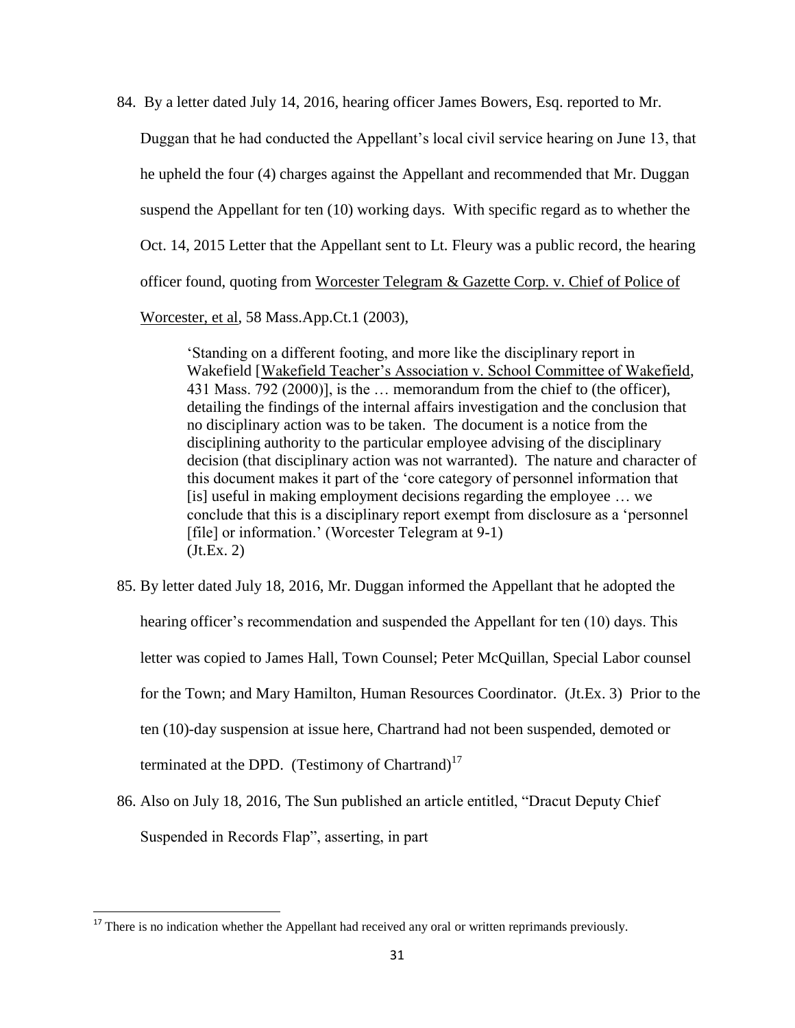84. By a letter dated July 14, 2016, hearing officer James Bowers, Esq. reported to Mr. Duggan that he had conducted the Appellant's local civil service hearing on June 13, that he upheld the four (4) charges against the Appellant and recommended that Mr. Duggan suspend the Appellant for ten (10) working days. With specific regard as to whether the Oct. 14, 2015 Letter that the Appellant sent to Lt. Fleury was a public record, the hearing officer found, quoting from Worcester Telegram & Gazette Corp. v. Chief of Police of Worcester, et al, 58 Mass.App.Ct.1 (2003),

> 'Standing on a different footing, and more like the disciplinary report in Wakefield [Wakefield Teacher's Association v. School Committee of Wakefield, 431 Mass. 792 (2000)], is the … memorandum from the chief to (the officer), detailing the findings of the internal affairs investigation and the conclusion that no disciplinary action was to be taken. The document is a notice from the disciplining authority to the particular employee advising of the disciplinary decision (that disciplinary action was not warranted). The nature and character of this document makes it part of the 'core category of personnel information that [is] useful in making employment decisions regarding the employee … we conclude that this is a disciplinary report exempt from disclosure as a 'personnel [file] or information.' (Worcester Telegram at 9-1)
> (Jt.Ex. 2)

85. By letter dated July 18, 2016, Mr. Duggan informed the Appellant that he adopted the hearing officer's recommendation and suspended the Appellant for ten (10) days. This letter was copied to James Hall, Town Counsel; Peter McQuillan, Special Labor counsel for the Town; and Mary Hamilton, Human Resources Coordinator. (Jt.Ex. 3) Prior to the ten (10)-day suspension at issue here, Chartrand had not been suspended, demoted or terminated at the DPD. (Testimony of Chartrand)[17]

86. Also on July 18, 2016, The Sun published an article entitled, "Dracut Deputy Chief Suspended in Records Flap", asserting, in part

[17] There is no indication whether the Appellant had received any oral or written reprimands previously.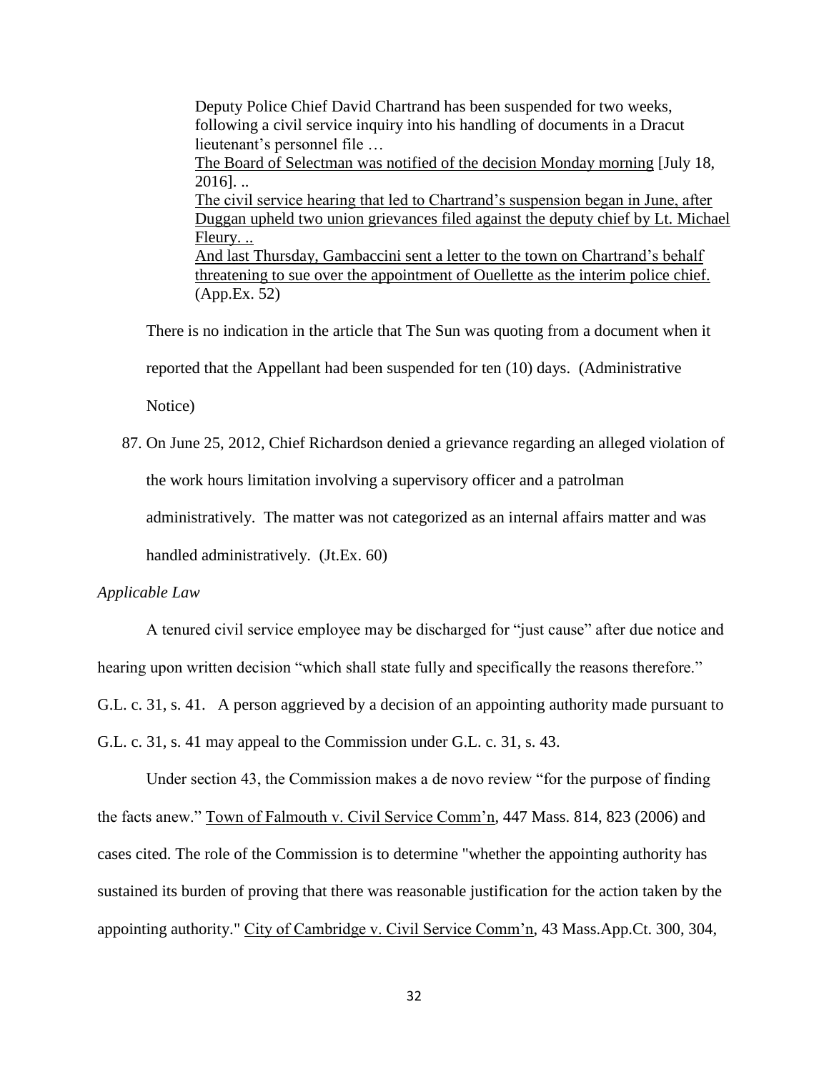> Deputy Police Chief David Chartrand has been suspended for two weeks, following a civil service inquiry into his handling of documents in a Dracut lieutenant's personnel file …
>
> <u>The Board of Selectman was notified of the decision Monday morning</u> [July 18, 2016]. ..
>
> <u>The civil service hearing that led to Chartrand's suspension began in June, after Duggan upheld two union grievances filed against the deputy chief by Lt. Michael Fleury. ..</u>
>
> <u>And last Thursday, Gambaccini sent a letter to the town on Chartrand's behalf threatening to sue over the appointment of Ouellette as the interim police chief.</u> (App.Ex. 52)

There is no indication in the article that The Sun was quoting from a document when it reported that the Appellant had been suspended for ten (10) days. (Administrative Notice)

87. On June 25, 2012, Chief Richardson denied a grievance regarding an alleged violation of the work hours limitation involving a supervisory officer and a patrolman administratively. The matter was not categorized as an internal affairs matter and was handled administratively. (Jt.Ex. 60)

*Applicable Law*

A tenured civil service employee may be discharged for "just cause" after due notice and hearing upon written decision "which shall state fully and specifically the reasons therefore." G.L. c. 31, s. 41. A person aggrieved by a decision of an appointing authority made pursuant to G.L. c. 31, s. 41 may appeal to the Commission under G.L. c. 31, s. 43.

Under section 43, the Commission makes a de novo review "for the purpose of finding the facts anew." <u>Town of Falmouth v. Civil Service Comm'n</u>, 447 Mass. 814, 823 (2006) and cases cited. The role of the Commission is to determine "whether the appointing authority has sustained its burden of proving that there was reasonable justification for the action taken by the appointing authority." <u>City of Cambridge v. Civil Service Comm'n</u>, 43 Mass.App.Ct. 300, 304,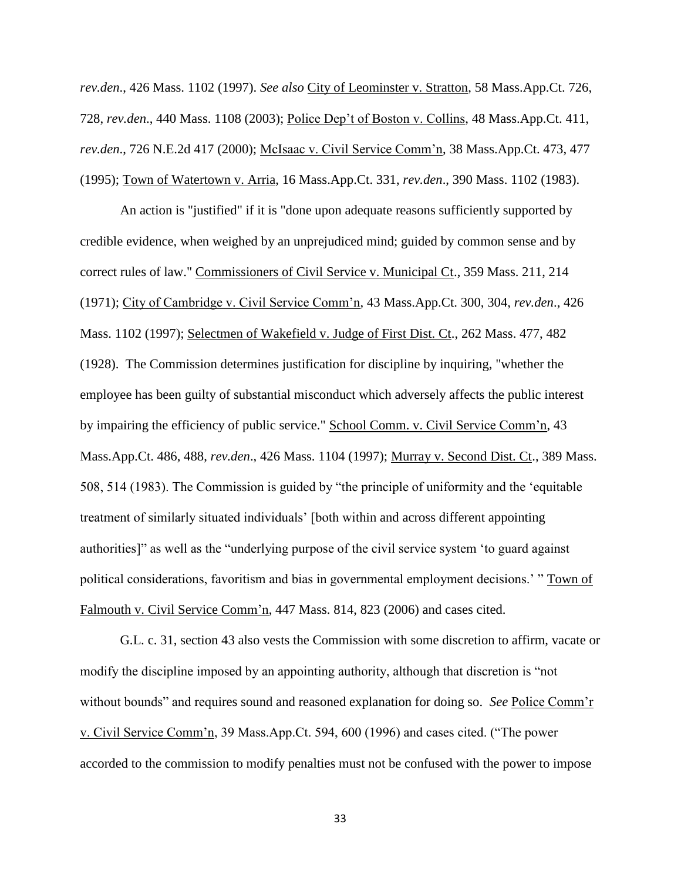*rev.den*., 426 Mass. 1102 (1997). *See also* City of Leominster v. Stratton, 58 Mass.App.Ct. 726, 728, *rev.den*., 440 Mass. 1108 (2003); Police Dep't of Boston v. Collins, 48 Mass.App.Ct. 411, *rev.den*., 726 N.E.2d 417 (2000); McIsaac v. Civil Service Comm'n, 38 Mass.App.Ct. 473, 477 (1995); Town of Watertown v. Arria, 16 Mass.App.Ct. 331, *rev.den*., 390 Mass. 1102 (1983).

An action is "justified" if it is "done upon adequate reasons sufficiently supported by credible evidence, when weighed by an unprejudiced mind; guided by common sense and by correct rules of law." Commissioners of Civil Service v. Municipal Ct., 359 Mass. 211, 214 (1971); City of Cambridge v. Civil Service Comm'n, 43 Mass.App.Ct. 300, 304, *rev.den*., 426 Mass. 1102 (1997); Selectmen of Wakefield v. Judge of First Dist. Ct., 262 Mass. 477, 482 (1928). The Commission determines justification for discipline by inquiring, "whether the employee has been guilty of substantial misconduct which adversely affects the public interest by impairing the efficiency of public service." School Comm. v. Civil Service Comm'n, 43 Mass.App.Ct. 486, 488, *rev.den*., 426 Mass. 1104 (1997); Murray v. Second Dist. Ct., 389 Mass. 508, 514 (1983). The Commission is guided by "the principle of uniformity and the 'equitable treatment of similarly situated individuals' [both within and across different appointing authorities]" as well as the "underlying purpose of the civil service system 'to guard against political considerations, favoritism and bias in governmental employment decisions.' " Town of Falmouth v. Civil Service Comm'n, 447 Mass. 814, 823 (2006) and cases cited.

G.L. c. 31, section 43 also vests the Commission with some discretion to affirm, vacate or modify the discipline imposed by an appointing authority, although that discretion is "not without bounds" and requires sound and reasoned explanation for doing so. *See* Police Comm'r v. Civil Service Comm'n, 39 Mass.App.Ct. 594, 600 (1996) and cases cited. ("The power accorded to the commission to modify penalties must not be confused with the power to impose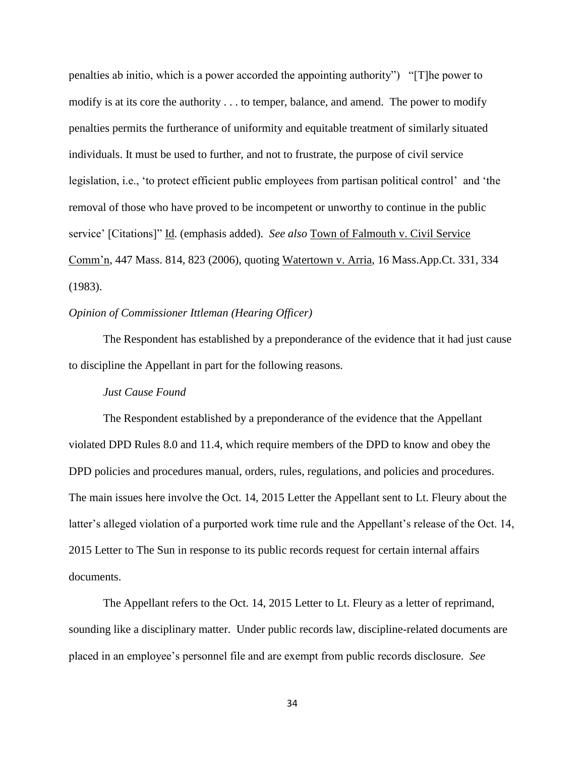penalties ab initio, which is a power accorded the appointing authority") "[T]he power to modify is at its core the authority . . . to temper, balance, and amend. The power to modify penalties permits the furtherance of uniformity and equitable treatment of similarly situated individuals. It must be used to further, and not to frustrate, the purpose of civil service legislation, i.e., 'to protect efficient public employees from partisan political control' and 'the removal of those who have proved to be incompetent or unworthy to continue in the public service' [Citations]" Id. (emphasis added). *See also* Town of Falmouth v. Civil Service Comm'n, 447 Mass. 814, 823 (2006), quoting Watertown v. Arria, 16 Mass.App.Ct. 331, 334 (1983).

*Opinion of Commissioner Ittleman (Hearing Officer)*

The Respondent has established by a preponderance of the evidence that it had just cause to discipline the Appellant in part for the following reasons.

*Just Cause Found*

The Respondent established by a preponderance of the evidence that the Appellant violated DPD Rules 8.0 and 11.4, which require members of the DPD to know and obey the DPD policies and procedures manual, orders, rules, regulations, and policies and procedures. The main issues here involve the Oct. 14, 2015 Letter the Appellant sent to Lt. Fleury about the latter's alleged violation of a purported work time rule and the Appellant's release of the Oct. 14, 2015 Letter to The Sun in response to its public records request for certain internal affairs documents.

The Appellant refers to the Oct. 14, 2015 Letter to Lt. Fleury as a letter of reprimand, sounding like a disciplinary matter. Under public records law, discipline-related documents are placed in an employee's personnel file and are exempt from public records disclosure. *See*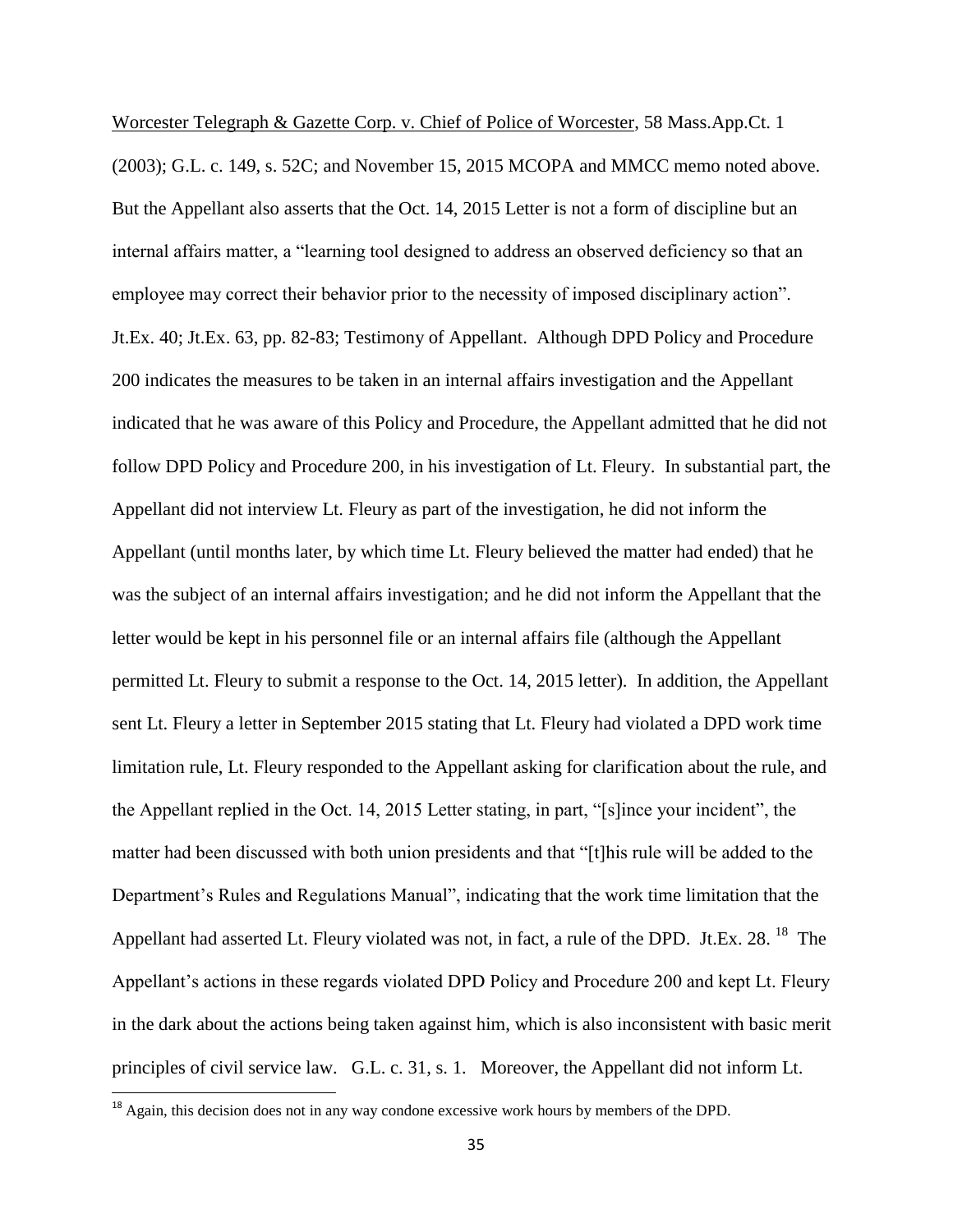Worcester Telegraph & Gazette Corp. v. Chief of Police of Worcester, 58 Mass.App.Ct. 1 (2003); G.L. c. 149, s. 52C; and November 15, 2015 MCOPA and MMCC memo noted above. But the Appellant also asserts that the Oct. 14, 2015 Letter is not a form of discipline but an internal affairs matter, a "learning tool designed to address an observed deficiency so that an employee may correct their behavior prior to the necessity of imposed disciplinary action". Jt.Ex. 40; Jt.Ex. 63, pp. 82-83; Testimony of Appellant. Although DPD Policy and Procedure 200 indicates the measures to be taken in an internal affairs investigation and the Appellant indicated that he was aware of this Policy and Procedure, the Appellant admitted that he did not follow DPD Policy and Procedure 200, in his investigation of Lt. Fleury. In substantial part, the Appellant did not interview Lt. Fleury as part of the investigation, he did not inform the Appellant (until months later, by which time Lt. Fleury believed the matter had ended) that he was the subject of an internal affairs investigation; and he did not inform the Appellant that the letter would be kept in his personnel file or an internal affairs file (although the Appellant permitted Lt. Fleury to submit a response to the Oct. 14, 2015 letter). In addition, the Appellant sent Lt. Fleury a letter in September 2015 stating that Lt. Fleury had violated a DPD work time limitation rule, Lt. Fleury responded to the Appellant asking for clarification about the rule, and the Appellant replied in the Oct. 14, 2015 Letter stating, in part, "[s]ince your incident", the matter had been discussed with both union presidents and that "[t]his rule will be added to the Department's Rules and Regulations Manual", indicating that the work time limitation that the Appellant had asserted Lt. Fleury violated was not, in fact, a rule of the DPD. Jt.Ex. 28. [18] The Appellant's actions in these regards violated DPD Policy and Procedure 200 and kept Lt. Fleury in the dark about the actions being taken against him, which is also inconsistent with basic merit principles of civil service law. G.L. c. 31, s. 1. Moreover, the Appellant did not inform Lt.

[18] Again, this decision does not in any way condone excessive work hours by members of the DPD.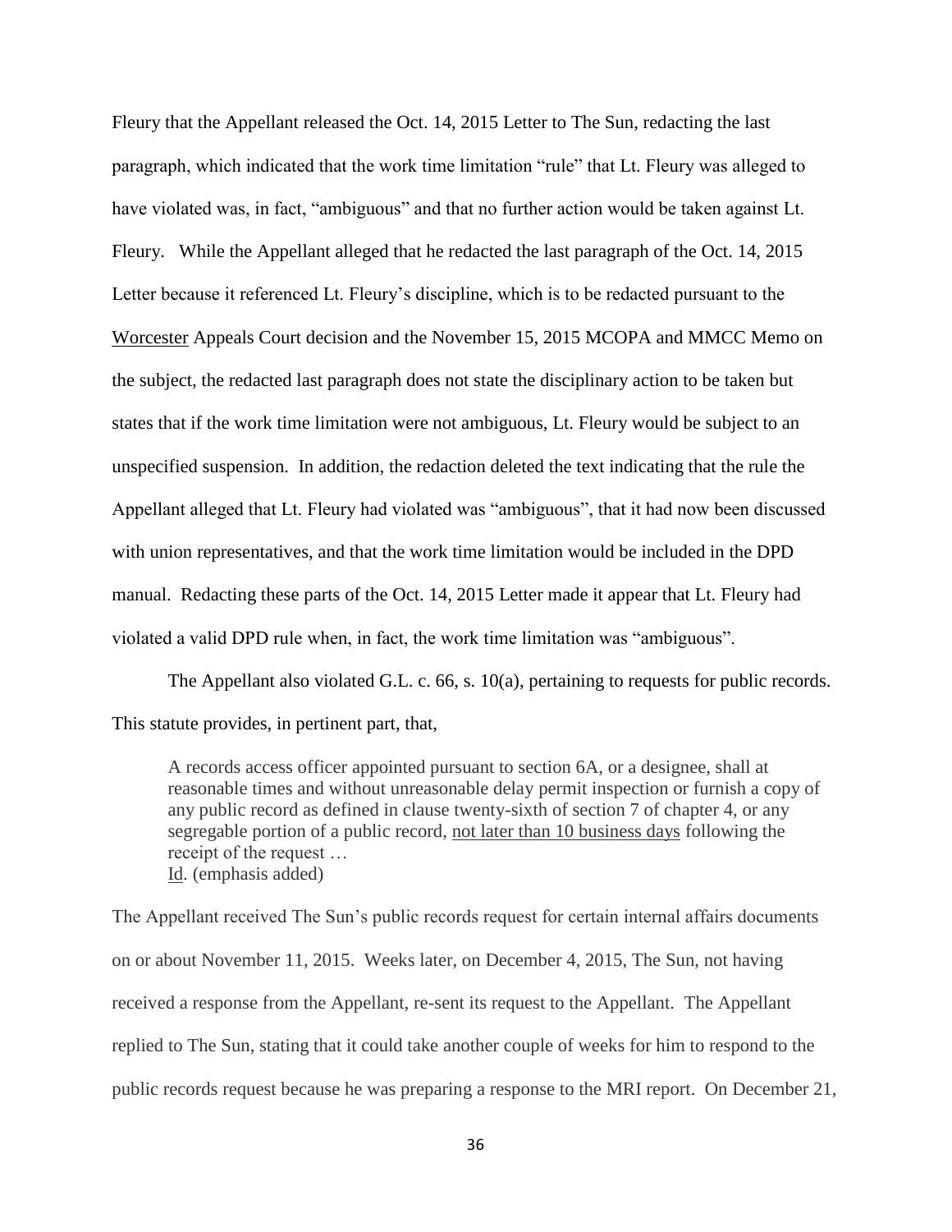Fleury that the Appellant released the Oct. 14, 2015 Letter to The Sun, redacting the last paragraph, which indicated that the work time limitation "rule" that Lt. Fleury was alleged to have violated was, in fact, "ambiguous" and that no further action would be taken against Lt. Fleury. While the Appellant alleged that he redacted the last paragraph of the Oct. 14, 2015 Letter because it referenced Lt. Fleury's discipline, which is to be redacted pursuant to the Worcester Appeals Court decision and the November 15, 2015 MCOPA and MMCC Memo on the subject, the redacted last paragraph does not state the disciplinary action to be taken but states that if the work time limitation were not ambiguous, Lt. Fleury would be subject to an unspecified suspension. In addition, the redaction deleted the text indicating that the rule the Appellant alleged that Lt. Fleury had violated was "ambiguous", that it had now been discussed with union representatives, and that the work time limitation would be included in the DPD manual. Redacting these parts of the Oct. 14, 2015 Letter made it appear that Lt. Fleury had violated a valid DPD rule when, in fact, the work time limitation was "ambiguous".

The Appellant also violated G.L. c. 66, s. 10(a), pertaining to requests for public records. This statute provides, in pertinent part, that,

> A records access officer appointed pursuant to section 6A, or a designee, shall at reasonable times and without unreasonable delay permit inspection or furnish a copy of any public record as defined in clause twenty-sixth of section 7 of chapter 4, or any segregable portion of a public record, <u>not later than 10 business days</u> following the receipt of the request …
> <u>Id</u>. (emphasis added)

The Appellant received The Sun's public records request for certain internal affairs documents on or about November 11, 2015. Weeks later, on December 4, 2015, The Sun, not having received a response from the Appellant, re-sent its request to the Appellant. The Appellant replied to The Sun, stating that it could take another couple of weeks for him to respond to the public records request because he was preparing a response to the MRI report. On December 21,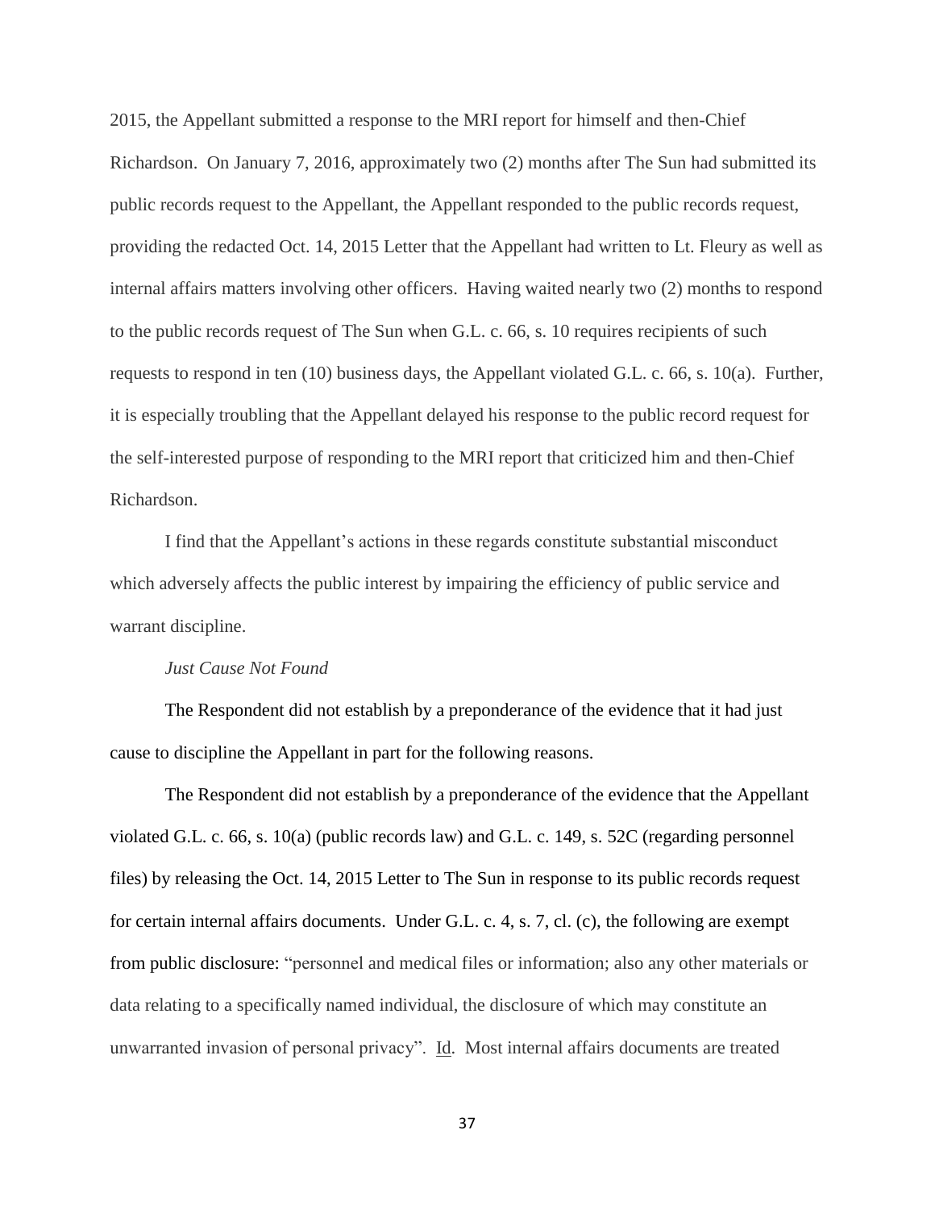2015, the Appellant submitted a response to the MRI report for himself and then-Chief Richardson. On January 7, 2016, approximately two (2) months after The Sun had submitted its public records request to the Appellant, the Appellant responded to the public records request, providing the redacted Oct. 14, 2015 Letter that the Appellant had written to Lt. Fleury as well as internal affairs matters involving other officers. Having waited nearly two (2) months to respond to the public records request of The Sun when G.L. c. 66, s. 10 requires recipients of such requests to respond in ten (10) business days, the Appellant violated G.L. c. 66, s. 10(a). Further, it is especially troubling that the Appellant delayed his response to the public record request for the self-interested purpose of responding to the MRI report that criticized him and then-Chief Richardson.

I find that the Appellant's actions in these regards constitute substantial misconduct which adversely affects the public interest by impairing the efficiency of public service and warrant discipline.

*Just Cause Not Found*

The Respondent did not establish by a preponderance of the evidence that it had just cause to discipline the Appellant in part for the following reasons.

The Respondent did not establish by a preponderance of the evidence that the Appellant violated G.L. c. 66, s. 10(a) (public records law) and G.L. c. 149, s. 52C (regarding personnel files) by releasing the Oct. 14, 2015 Letter to The Sun in response to its public records request for certain internal affairs documents. Under G.L. c. 4, s. 7, cl. (c), the following are exempt from public disclosure: "personnel and medical files or information; also any other materials or data relating to a specifically named individual, the disclosure of which may constitute an unwarranted invasion of personal privacy". Id. Most internal affairs documents are treated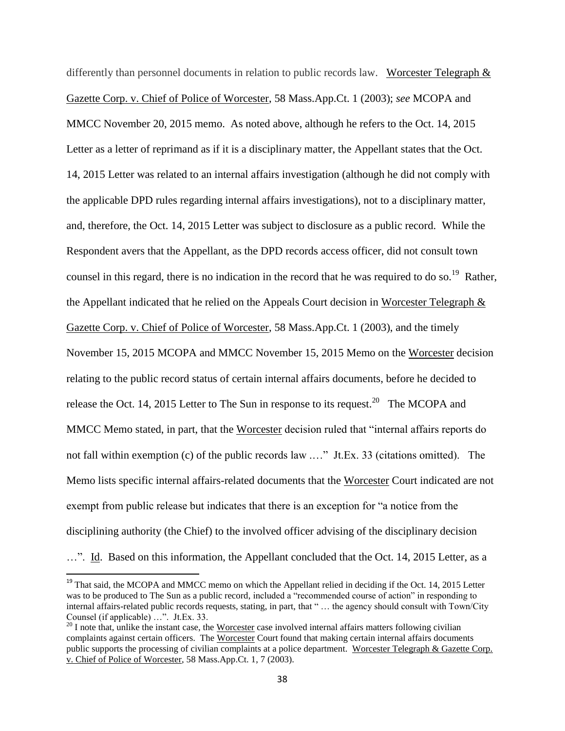differently than personnel documents in relation to public records law. Worcester Telegraph & Gazette Corp. v. Chief of Police of Worcester, 58 Mass.App.Ct. 1 (2003); *see* MCOPA and MMCC November 20, 2015 memo. As noted above, although he refers to the Oct. 14, 2015 Letter as a letter of reprimand as if it is a disciplinary matter, the Appellant states that the Oct. 14, 2015 Letter was related to an internal affairs investigation (although he did not comply with the applicable DPD rules regarding internal affairs investigations), not to a disciplinary matter, and, therefore, the Oct. 14, 2015 Letter was subject to disclosure as a public record. While the Respondent avers that the Appellant, as the DPD records access officer, did not consult town counsel in this regard, there is no indication in the record that he was required to do so.[19] Rather, the Appellant indicated that he relied on the Appeals Court decision in Worcester Telegraph & Gazette Corp. v. Chief of Police of Worcester, 58 Mass.App.Ct. 1 (2003), and the timely November 15, 2015 MCOPA and MMCC November 15, 2015 Memo on the Worcester decision relating to the public record status of certain internal affairs documents, before he decided to release the Oct. 14, 2015 Letter to The Sun in response to its request.[20] The MCOPA and MMCC Memo stated, in part, that the Worcester decision ruled that "internal affairs reports do not fall within exemption (c) of the public records law .…" Jt.Ex. 33 (citations omitted). The Memo lists specific internal affairs-related documents that the Worcester Court indicated are not exempt from public release but indicates that there is an exception for "a notice from the disciplining authority (the Chief) to the involved officer advising of the disciplinary decision …". Id. Based on this information, the Appellant concluded that the Oct. 14, 2015 Letter, as a

---

[19] That said, the MCOPA and MMCC memo on which the Appellant relied in deciding if the Oct. 14, 2015 Letter was to be produced to The Sun as a public record, included a "recommended course of action" in responding to internal affairs-related public records requests, stating, in part, that " … the agency should consult with Town/City Counsel (if applicable) …". Jt.Ex. 33.

[20] I note that, unlike the instant case, the Worcester case involved internal affairs matters following civilian complaints against certain officers. The Worcester Court found that making certain internal affairs documents public supports the processing of civilian complaints at a police department. Worcester Telegraph & Gazette Corp. v. Chief of Police of Worcester, 58 Mass.App.Ct. 1, 7 (2003).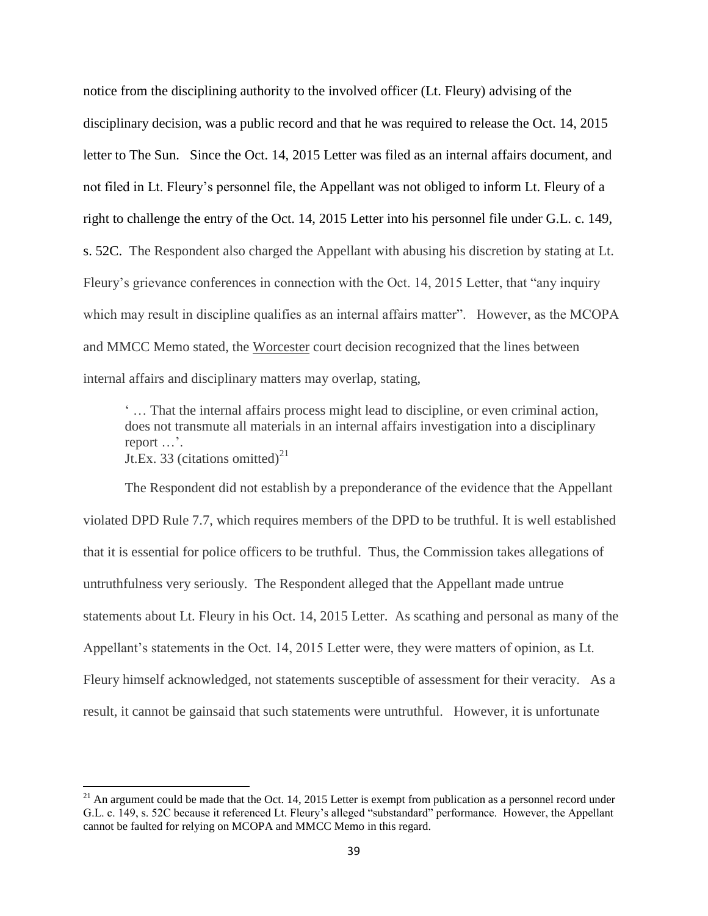notice from the disciplining authority to the involved officer (Lt. Fleury) advising of the disciplinary decision, was a public record and that he was required to release the Oct. 14, 2015 letter to The Sun. Since the Oct. 14, 2015 Letter was filed as an internal affairs document, and not filed in Lt. Fleury's personnel file, the Appellant was not obliged to inform Lt. Fleury of a right to challenge the entry of the Oct. 14, 2015 Letter into his personnel file under G.L. c. 149, s. 52C. The Respondent also charged the Appellant with abusing his discretion by stating at Lt. Fleury's grievance conferences in connection with the Oct. 14, 2015 Letter, that "any inquiry which may result in discipline qualifies as an internal affairs matter". However, as the MCOPA and MMCC Memo stated, the Worcester court decision recognized that the lines between internal affairs and disciplinary matters may overlap, stating,

> ' … That the internal affairs process might lead to discipline, or even criminal action, does not transmute all materials in an internal affairs investigation into a disciplinary report …'.
> Jt.Ex. 33 (citations omitted)[21]

The Respondent did not establish by a preponderance of the evidence that the Appellant violated DPD Rule 7.7, which requires members of the DPD to be truthful. It is well established that it is essential for police officers to be truthful. Thus, the Commission takes allegations of untruthfulness very seriously. The Respondent alleged that the Appellant made untrue statements about Lt. Fleury in his Oct. 14, 2015 Letter. As scathing and personal as many of the Appellant's statements in the Oct. 14, 2015 Letter were, they were matters of opinion, as Lt. Fleury himself acknowledged, not statements susceptible of assessment for their veracity. As a result, it cannot be gainsaid that such statements were untruthful. However, it is unfortunate

[21] An argument could be made that the Oct. 14, 2015 Letter is exempt from publication as a personnel record under G.L. c. 149, s. 52C because it referenced Lt. Fleury's alleged "substandard" performance. However, the Appellant cannot be faulted for relying on MCOPA and MMCC Memo in this regard.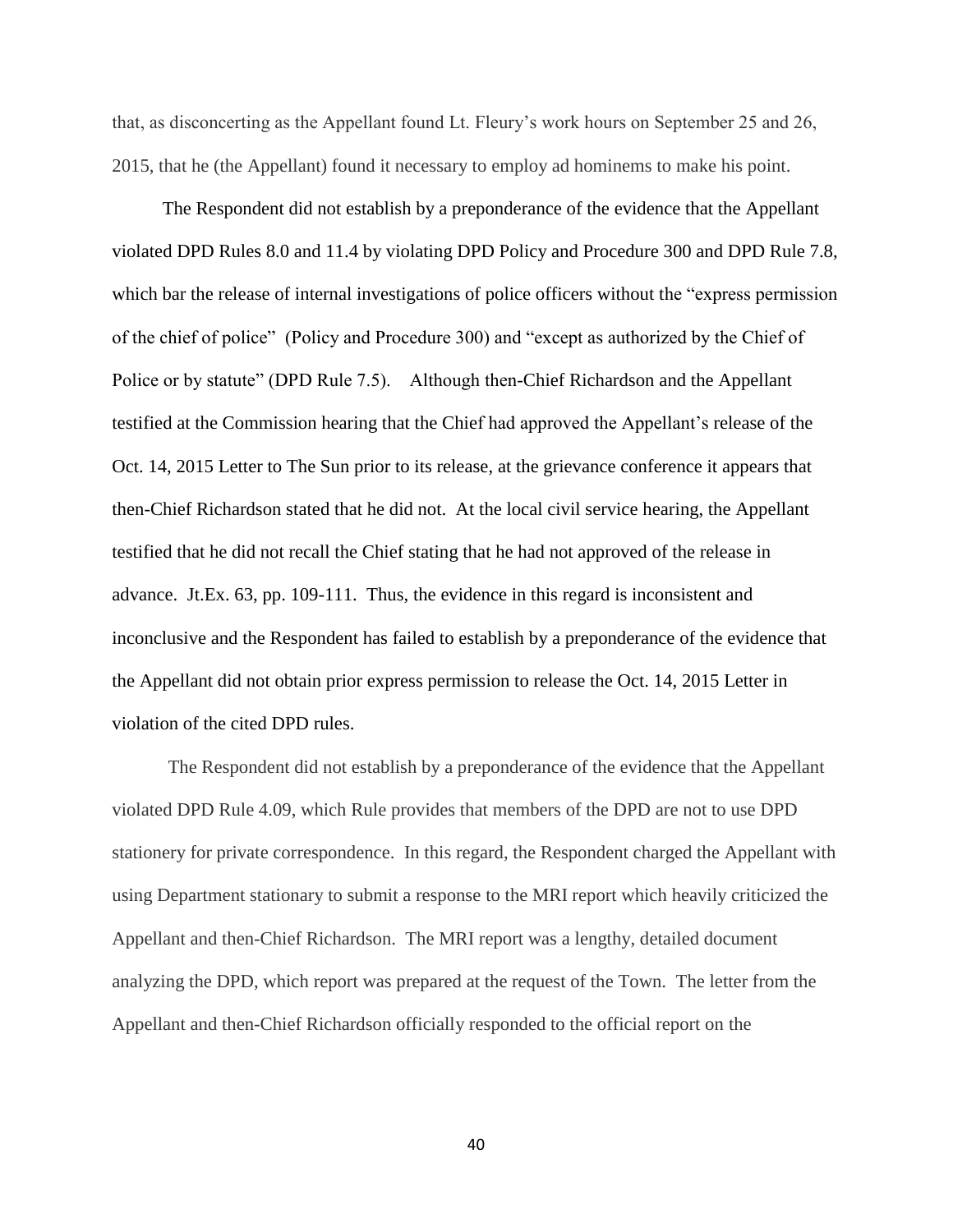that, as disconcerting as the Appellant found Lt. Fleury's work hours on September 25 and 26, 2015, that he (the Appellant) found it necessary to employ ad hominems to make his point.

The Respondent did not establish by a preponderance of the evidence that the Appellant violated DPD Rules 8.0 and 11.4 by violating DPD Policy and Procedure 300 and DPD Rule 7.8, which bar the release of internal investigations of police officers without the "express permission of the chief of police" (Policy and Procedure 300) and "except as authorized by the Chief of Police or by statute" (DPD Rule 7.5). Although then-Chief Richardson and the Appellant testified at the Commission hearing that the Chief had approved the Appellant's release of the Oct. 14, 2015 Letter to The Sun prior to its release, at the grievance conference it appears that then-Chief Richardson stated that he did not. At the local civil service hearing, the Appellant testified that he did not recall the Chief stating that he had not approved of the release in advance. Jt.Ex. 63, pp. 109-111. Thus, the evidence in this regard is inconsistent and inconclusive and the Respondent has failed to establish by a preponderance of the evidence that the Appellant did not obtain prior express permission to release the Oct. 14, 2015 Letter in violation of the cited DPD rules.

The Respondent did not establish by a preponderance of the evidence that the Appellant violated DPD Rule 4.09, which Rule provides that members of the DPD are not to use DPD stationery for private correspondence. In this regard, the Respondent charged the Appellant with using Department stationary to submit a response to the MRI report which heavily criticized the Appellant and then-Chief Richardson. The MRI report was a lengthy, detailed document analyzing the DPD, which report was prepared at the request of the Town. The letter from the Appellant and then-Chief Richardson officially responded to the official report on the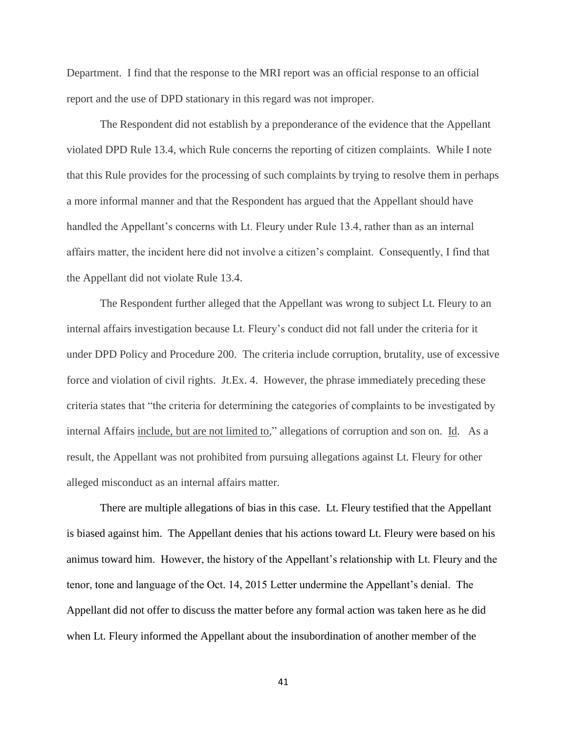Department. I find that the response to the MRI report was an official response to an official report and the use of DPD stationary in this regard was not improper.

The Respondent did not establish by a preponderance of the evidence that the Appellant violated DPD Rule 13.4, which Rule concerns the reporting of citizen complaints. While I note that this Rule provides for the processing of such complaints by trying to resolve them in perhaps a more informal manner and that the Respondent has argued that the Appellant should have handled the Appellant's concerns with Lt. Fleury under Rule 13.4, rather than as an internal affairs matter, the incident here did not involve a citizen's complaint. Consequently, I find that the Appellant did not violate Rule 13.4.

The Respondent further alleged that the Appellant was wrong to subject Lt. Fleury to an internal affairs investigation because Lt. Fleury's conduct did not fall under the criteria for it under DPD Policy and Procedure 200. The criteria include corruption, brutality, use of excessive force and violation of civil rights. Jt.Ex. 4. However, the phrase immediately preceding these criteria states that "the criteria for determining the categories of complaints to be investigated by internal Affairs <u>include, but are not limited to</u>," allegations of corruption and son on. <u>Id</u>. As a result, the Appellant was not prohibited from pursuing allegations against Lt. Fleury for other alleged misconduct as an internal affairs matter.

There are multiple allegations of bias in this case. Lt. Fleury testified that the Appellant is biased against him. The Appellant denies that his actions toward Lt. Fleury were based on his animus toward him. However, the history of the Appellant's relationship with Lt. Fleury and the tenor, tone and language of the Oct. 14, 2015 Letter undermine the Appellant's denial. The Appellant did not offer to discuss the matter before any formal action was taken here as he did when Lt. Fleury informed the Appellant about the insubordination of another member of the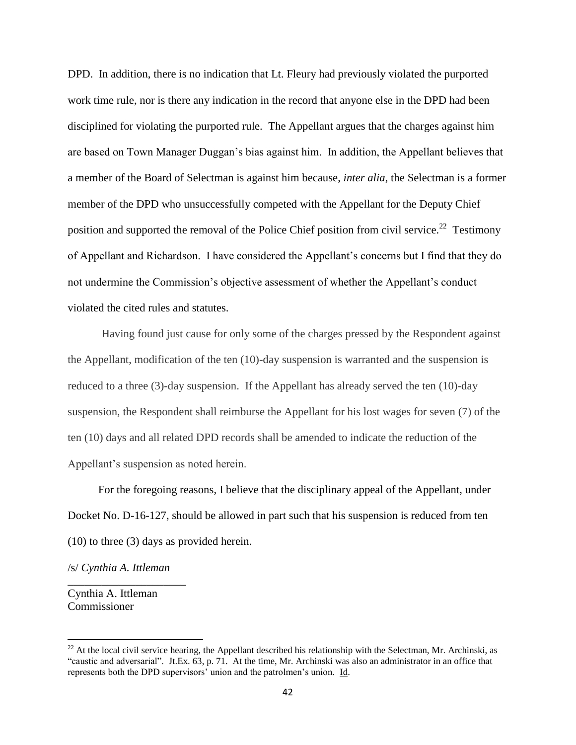DPD. In addition, there is no indication that Lt. Fleury had previously violated the purported work time rule, nor is there any indication in the record that anyone else in the DPD had been disciplined for violating the purported rule. The Appellant argues that the charges against him are based on Town Manager Duggan's bias against him. In addition, the Appellant believes that a member of the Board of Selectman is against him because, *inter alia*, the Selectman is a former member of the DPD who unsuccessfully competed with the Appellant for the Deputy Chief position and supported the removal of the Police Chief position from civil service.[22] Testimony of Appellant and Richardson. I have considered the Appellant's concerns but I find that they do not undermine the Commission's objective assessment of whether the Appellant's conduct violated the cited rules and statutes.

Having found just cause for only some of the charges pressed by the Respondent against the Appellant, modification of the ten (10)-day suspension is warranted and the suspension is reduced to a three (3)-day suspension. If the Appellant has already served the ten (10)-day suspension, the Respondent shall reimburse the Appellant for his lost wages for seven (7) of the ten (10) days and all related DPD records shall be amended to indicate the reduction of the Appellant's suspension as noted herein.

For the foregoing reasons, I believe that the disciplinary appeal of the Appellant, under Docket No. D-16-127, should be allowed in part such that his suspension is reduced from ten (10) to three (3) days as provided herein.

/s/ *Cynthia A. Ittleman*

Cynthia A. Ittleman
Commissioner

---

[22] At the local civil service hearing, the Appellant described his relationship with the Selectman, Mr. Archinski, as "caustic and adversarial". Jt.Ex. 63, p. 71. At the time, Mr. Archinski was also an administrator in an office that represents both the DPD supervisors' union and the patrolmen's union. Id.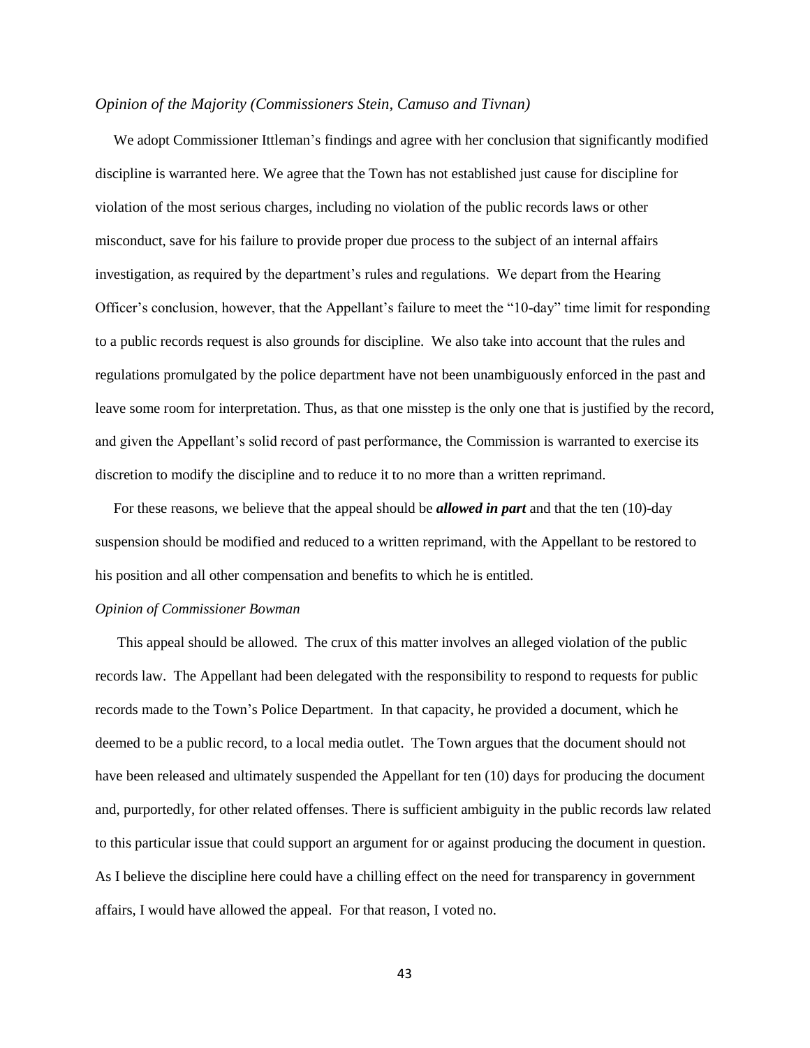*Opinion of the Majority (Commissioners Stein, Camuso and Tivnan)*

We adopt Commissioner Ittleman's findings and agree with her conclusion that significantly modified discipline is warranted here. We agree that the Town has not established just cause for discipline for violation of the most serious charges, including no violation of the public records laws or other misconduct, save for his failure to provide proper due process to the subject of an internal affairs investigation, as required by the department's rules and regulations. We depart from the Hearing Officer's conclusion, however, that the Appellant's failure to meet the "10-day" time limit for responding to a public records request is also grounds for discipline. We also take into account that the rules and regulations promulgated by the police department have not been unambiguously enforced in the past and leave some room for interpretation. Thus, as that one misstep is the only one that is justified by the record, and given the Appellant's solid record of past performance, the Commission is warranted to exercise its discretion to modify the discipline and to reduce it to no more than a written reprimand.

For these reasons, we believe that the appeal should be ***allowed in part*** and that the ten (10)-day suspension should be modified and reduced to a written reprimand, with the Appellant to be restored to his position and all other compensation and benefits to which he is entitled.

*Opinion of Commissioner Bowman*

This appeal should be allowed. The crux of this matter involves an alleged violation of the public records law. The Appellant had been delegated with the responsibility to respond to requests for public records made to the Town's Police Department. In that capacity, he provided a document, which he deemed to be a public record, to a local media outlet. The Town argues that the document should not have been released and ultimately suspended the Appellant for ten (10) days for producing the document and, purportedly, for other related offenses. There is sufficient ambiguity in the public records law related to this particular issue that could support an argument for or against producing the document in question. As I believe the discipline here could have a chilling effect on the need for transparency in government affairs, I would have allowed the appeal. For that reason, I voted no.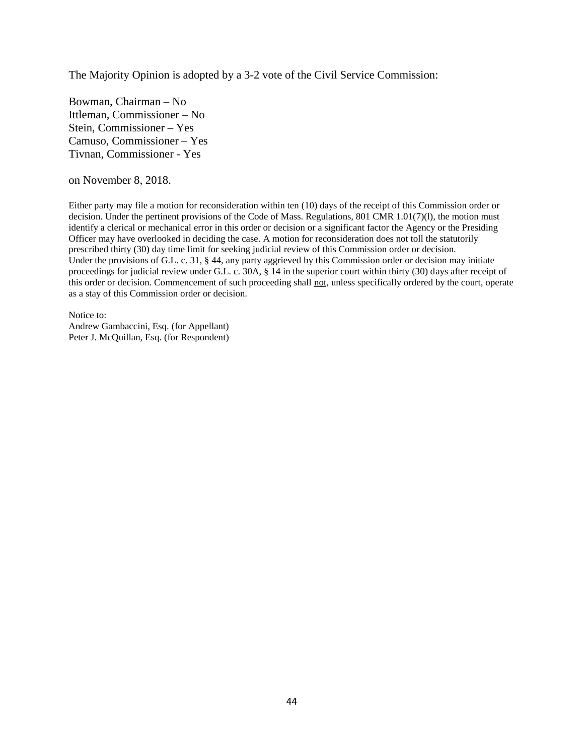The Majority Opinion is adopted by a 3-2 vote of the Civil Service Commission:

Bowman, Chairman – No
Ittleman, Commissioner – No
Stein, Commissioner – Yes
Camuso, Commissioner – Yes
Tivnan, Commissioner - Yes

on November 8, 2018.

Either party may file a motion for reconsideration within ten (10) days of the receipt of this Commission order or decision. Under the pertinent provisions of the Code of Mass. Regulations, 801 CMR 1.01(7)(l), the motion must identify a clerical or mechanical error in this order or decision or a significant factor the Agency or the Presiding Officer may have overlooked in deciding the case. A motion for reconsideration does not toll the statutorily prescribed thirty (30) day time limit for seeking judicial review of this Commission order or decision.
Under the provisions of G.L. c. 31, § 44, any party aggrieved by this Commission order or decision may initiate proceedings for judicial review under G.L. c. 30A, § 14 in the superior court within thirty (30) days after receipt of this order or decision. Commencement of such proceeding shall not, unless specifically ordered by the court, operate as a stay of this Commission order or decision.

Notice to:
Andrew Gambaccini, Esq. (for Appellant)
Peter J. McQuillan, Esq. (for Respondent)